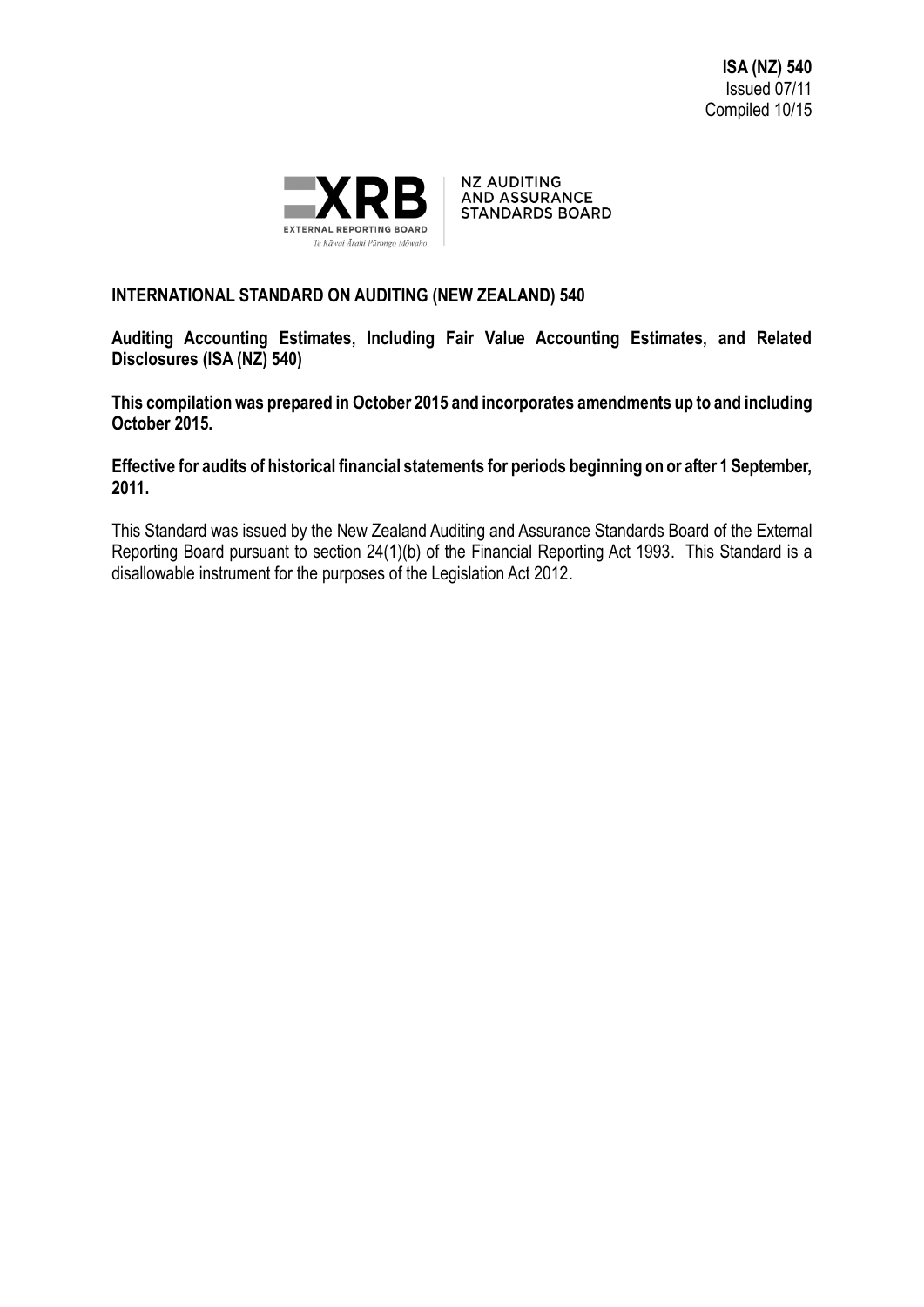**ISA (NZ) 540**
Issued 07/11
Compiled 10/15

NZ AUDITING AND ASSURANCE STANDARDS BOARD

# INTERNATIONAL STANDARD ON AUDITING (NEW ZEALAND) 540

**Auditing Accounting Estimates, Including Fair Value Accounting Estimates, and Related Disclosures (ISA (NZ) 540)**

**This compilation was prepared in October 2015 and incorporates amendments up to and including October 2015.**

**Effective for audits of historical financial statements for periods beginning on or after 1 September, 2011.**

This Standard was issued by the New Zealand Auditing and Assurance Standards Board of the External Reporting Board pursuant to section 24(1)(b) of the Financial Reporting Act 1993. This Standard is a disallowable instrument for the purposes of the Legislation Act 2012.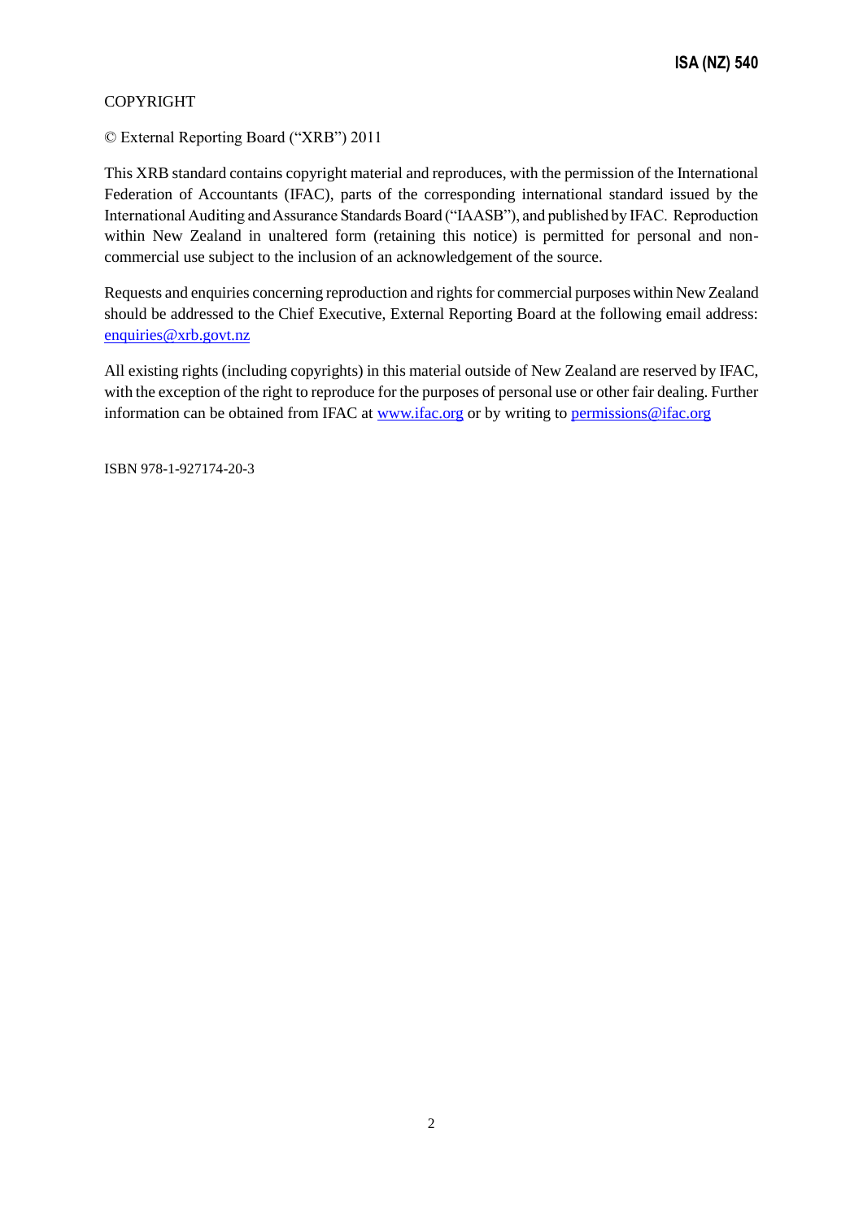COPYRIGHT

© External Reporting Board ("XRB") 2011

This XRB standard contains copyright material and reproduces, with the permission of the International Federation of Accountants (IFAC), parts of the corresponding international standard issued by the International Auditing and Assurance Standards Board ("IAASB"), and published by IFAC. Reproduction within New Zealand in unaltered form (retaining this notice) is permitted for personal and non-commercial use subject to the inclusion of an acknowledgement of the source.

Requests and enquiries concerning reproduction and rights for commercial purposes within New Zealand should be addressed to the Chief Executive, External Reporting Board at the following email address: enquiries@xrb.govt.nz

All existing rights (including copyrights) in this material outside of New Zealand are reserved by IFAC, with the exception of the right to reproduce for the purposes of personal use or other fair dealing. Further information can be obtained from IFAC at www.ifac.org or by writing to permissions@ifac.org

ISBN 978-1-927174-20-3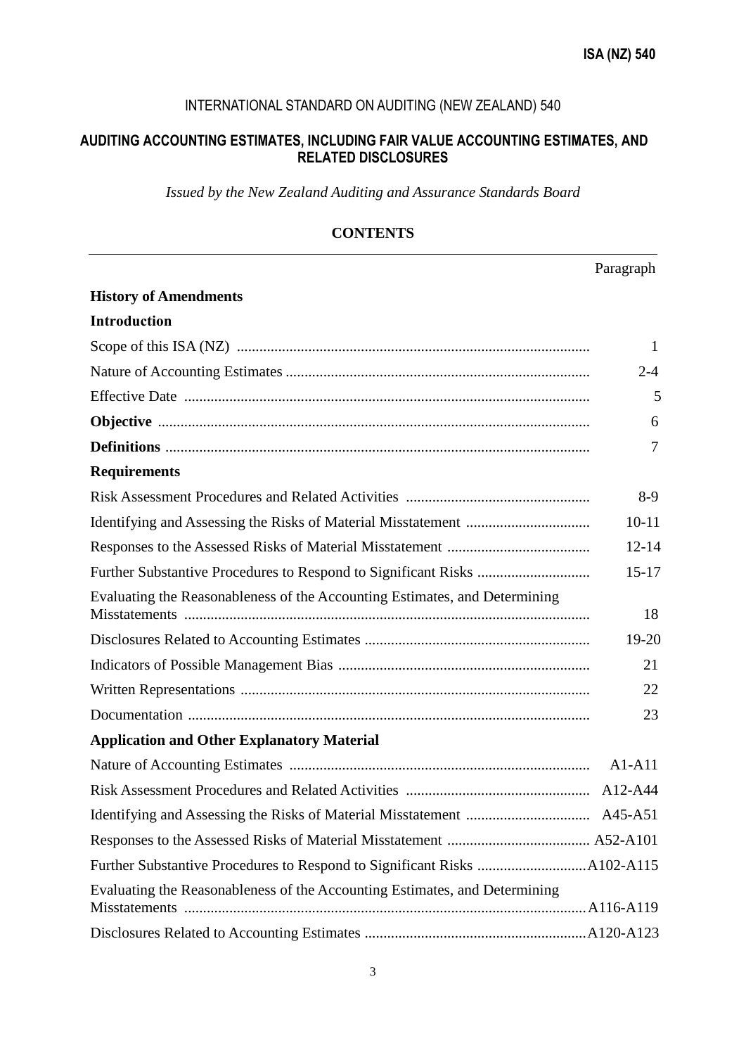# INTERNATIONAL STANDARD ON AUDITING (NEW ZEALAND) 540

## AUDITING ACCOUNTING ESTIMATES, INCLUDING FAIR VALUE ACCOUNTING ESTIMATES, AND RELATED DISCLOSURES

*Issued by the New Zealand Auditing and Assurance Standards Board*

**CONTENTS**

| | Paragraph |
|---|---|
| **History of Amendments** | |
| **Introduction** | |
| Scope of this ISA (NZ) | 1 |
| Nature of Accounting Estimates | 2-4 |
| Effective Date | 5 |
| **Objective** | 6 |
| **Definitions** | 7 |
| **Requirements** | |
| Risk Assessment Procedures and Related Activities | 8-9 |
| Identifying and Assessing the Risks of Material Misstatement | 10-11 |
| Responses to the Assessed Risks of Material Misstatement | 12-14 |
| Further Substantive Procedures to Respond to Significant Risks | 15-17 |
| Evaluating the Reasonableness of the Accounting Estimates, and Determining Misstatements | 18 |
| Disclosures Related to Accounting Estimates | 19-20 |
| Indicators of Possible Management Bias | 21 |
| Written Representations | 22 |
| Documentation | 23 |
| **Application and Other Explanatory Material** | |
| Nature of Accounting Estimates | A1-A11 |
| Risk Assessment Procedures and Related Activities | A12-A44 |
| Identifying and Assessing the Risks of Material Misstatement | A45-A51 |
| Responses to the Assessed Risks of Material Misstatement | A52-A101 |
| Further Substantive Procedures to Respond to Significant Risks | A102-A115 |
| Evaluating the Reasonableness of the Accounting Estimates, and Determining Misstatements | A116-A119 |
| Disclosures Related to Accounting Estimates | A120-A123 |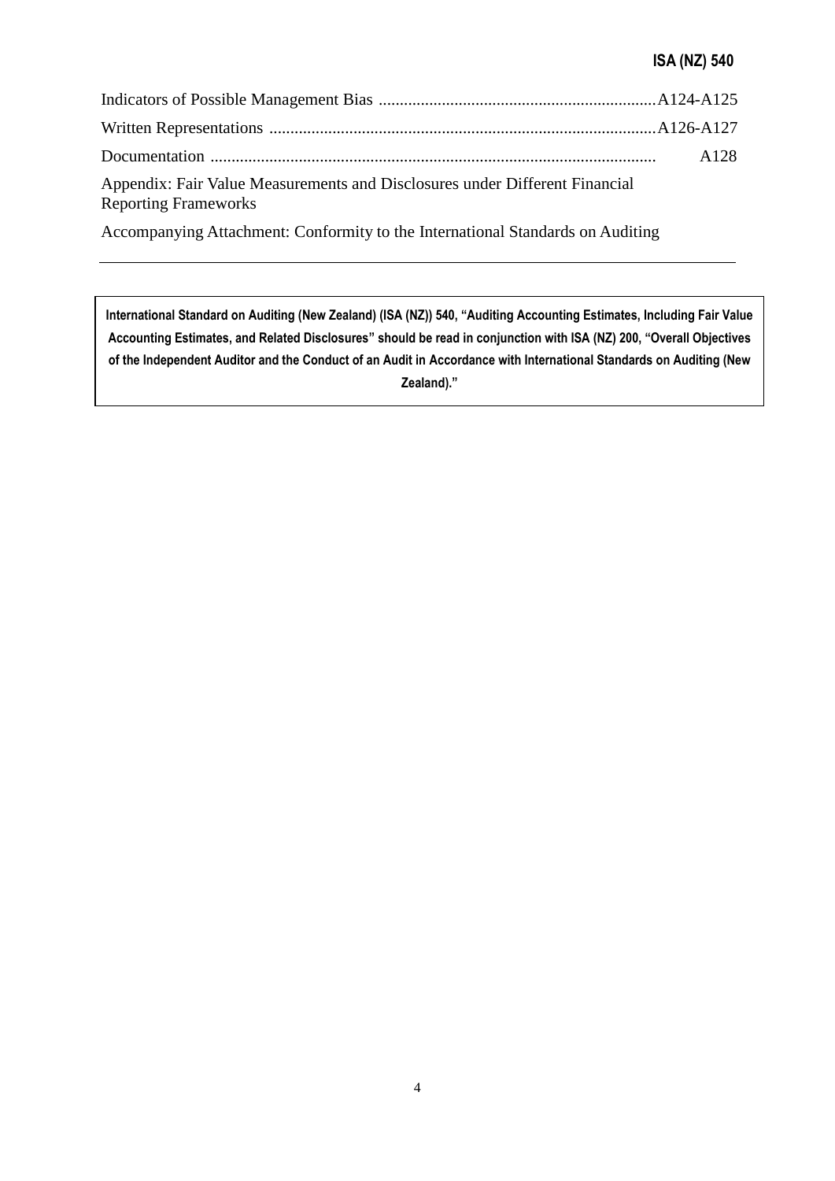| | |
|---|---|
| Indicators of Possible Management Bias | A124-A125 |
| Written Representations | A126-A127 |
| Documentation | A128 |
| Appendix: Fair Value Measurements and Disclosures under Different Financial Reporting Frameworks | |
| Accompanying Attachment: Conformity to the International Standards on Auditing | |

---

**International Standard on Auditing (New Zealand) (ISA (NZ)) 540, "Auditing Accounting Estimates, Including Fair Value Accounting Estimates, and Related Disclosures" should be read in conjunction with ISA (NZ) 200, "Overall Objectives of the Independent Auditor and the Conduct of an Audit in Accordance with International Standards on Auditing (New Zealand)."**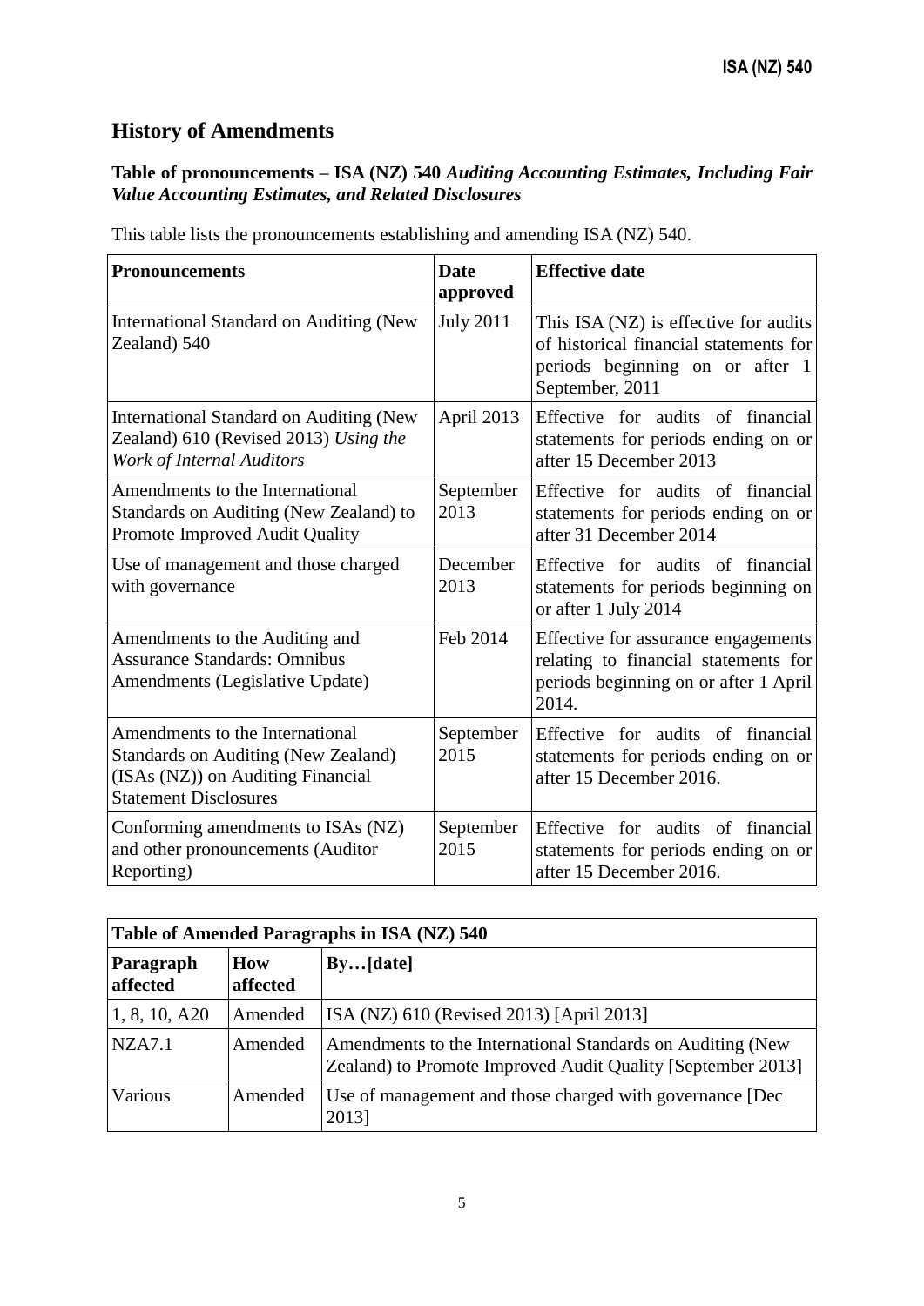## History of Amendments

**Table of pronouncements – ISA (NZ) 540** ***Auditing Accounting Estimates, Including Fair Value Accounting Estimates, and Related Disclosures***

This table lists the pronouncements establishing and amending ISA (NZ) 540.

| **Pronouncements** | **Date approved** | **Effective date** |
|---|---|---|
| International Standard on Auditing (New Zealand) 540 | July 2011 | This ISA (NZ) is effective for audits of historical financial statements for periods beginning on or after 1 September, 2011 |
| International Standard on Auditing (New Zealand) 610 (Revised 2013) *Using the Work of Internal Auditors* | April 2013 | Effective for audits of financial statements for periods ending on or after 15 December 2013 |
| Amendments to the International Standards on Auditing (New Zealand) to Promote Improved Audit Quality | September 2013 | Effective for audits of financial statements for periods ending on or after 31 December 2014 |
| Use of management and those charged with governance | December 2013 | Effective for audits of financial statements for periods beginning on or after 1 July 2014 |
| Amendments to the Auditing and Assurance Standards: Omnibus Amendments (Legislative Update) | Feb 2014 | Effective for assurance engagements relating to financial statements for periods beginning on or after 1 April 2014. |
| Amendments to the International Standards on Auditing (New Zealand) (ISAs (NZ)) on Auditing Financial Statement Disclosures | September 2015 | Effective for audits of financial statements for periods ending on or after 15 December 2016. |
| Conforming amendments to ISAs (NZ) and other pronouncements (Auditor Reporting) | September 2015 | Effective for audits of financial statements for periods ending on or after 15 December 2016. |

| **Table of Amended Paragraphs in ISA (NZ) 540** | | |
|---|---|---|
| **Paragraph affected** | **How affected** | **By…[date]** |
| 1, 8, 10, A20 | Amended | ISA (NZ) 610 (Revised 2013) [April 2013] |
| NZA7.1 | Amended | Amendments to the International Standards on Auditing (New Zealand) to Promote Improved Audit Quality [September 2013] |
| Various | Amended | Use of management and those charged with governance [Dec 2013] |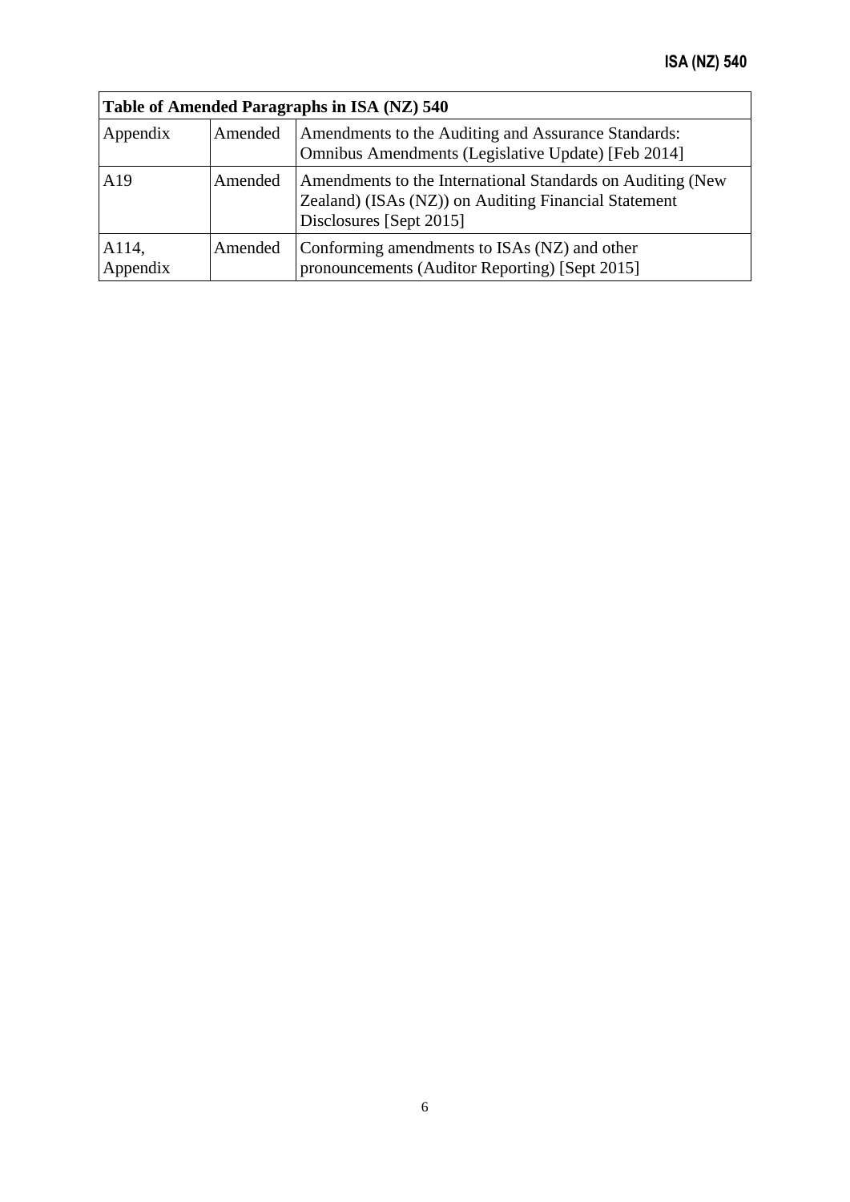| Table of Amended Paragraphs in ISA (NZ) 540 | | |
|---|---|---|
| Appendix | Amended | Amendments to the Auditing and Assurance Standards: Omnibus Amendments (Legislative Update) [Feb 2014] |
| A19 | Amended | Amendments to the International Standards on Auditing (New Zealand) (ISAs (NZ)) on Auditing Financial Statement Disclosures [Sept 2015] |
| A114, Appendix | Amended | Conforming amendments to ISAs (NZ) and other pronouncements (Auditor Reporting) [Sept 2015] |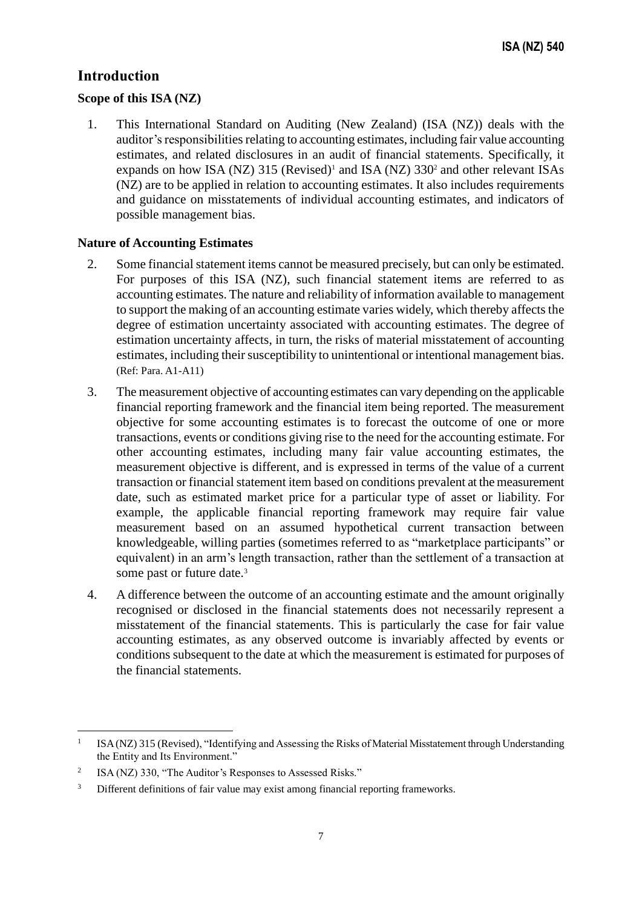## Introduction

### Scope of this ISA (NZ)

1. This International Standard on Auditing (New Zealand) (ISA (NZ)) deals with the auditor's responsibilities relating to accounting estimates, including fair value accounting estimates, and related disclosures in an audit of financial statements. Specifically, it expands on how ISA (NZ) 315 (Revised)[1] and ISA (NZ) 330[2] and other relevant ISAs (NZ) are to be applied in relation to accounting estimates. It also includes requirements and guidance on misstatements of individual accounting estimates, and indicators of possible management bias.

### Nature of Accounting Estimates

2. Some financial statement items cannot be measured precisely, but can only be estimated. For purposes of this ISA (NZ), such financial statement items are referred to as accounting estimates. The nature and reliability of information available to management to support the making of an accounting estimate varies widely, which thereby affects the degree of estimation uncertainty associated with accounting estimates. The degree of estimation uncertainty affects, in turn, the risks of material misstatement of accounting estimates, including their susceptibility to unintentional or intentional management bias. (Ref: Para. A1-A11)

3. The measurement objective of accounting estimates can vary depending on the applicable financial reporting framework and the financial item being reported. The measurement objective for some accounting estimates is to forecast the outcome of one or more transactions, events or conditions giving rise to the need for the accounting estimate. For other accounting estimates, including many fair value accounting estimates, the measurement objective is different, and is expressed in terms of the value of a current transaction or financial statement item based on conditions prevalent at the measurement date, such as estimated market price for a particular type of asset or liability. For example, the applicable financial reporting framework may require fair value measurement based on an assumed hypothetical current transaction between knowledgeable, willing parties (sometimes referred to as "marketplace participants" or equivalent) in an arm's length transaction, rather than the settlement of a transaction at some past or future date.[3]

4. A difference between the outcome of an accounting estimate and the amount originally recognised or disclosed in the financial statements does not necessarily represent a misstatement of the financial statements. This is particularly the case for fair value accounting estimates, as any observed outcome is invariably affected by events or conditions subsequent to the date at which the measurement is estimated for purposes of the financial statements.

---

[1] ISA (NZ) 315 (Revised), "Identifying and Assessing the Risks of Material Misstatement through Understanding the Entity and Its Environment."

[2] ISA (NZ) 330, "The Auditor's Responses to Assessed Risks."

[3] Different definitions of fair value may exist among financial reporting frameworks.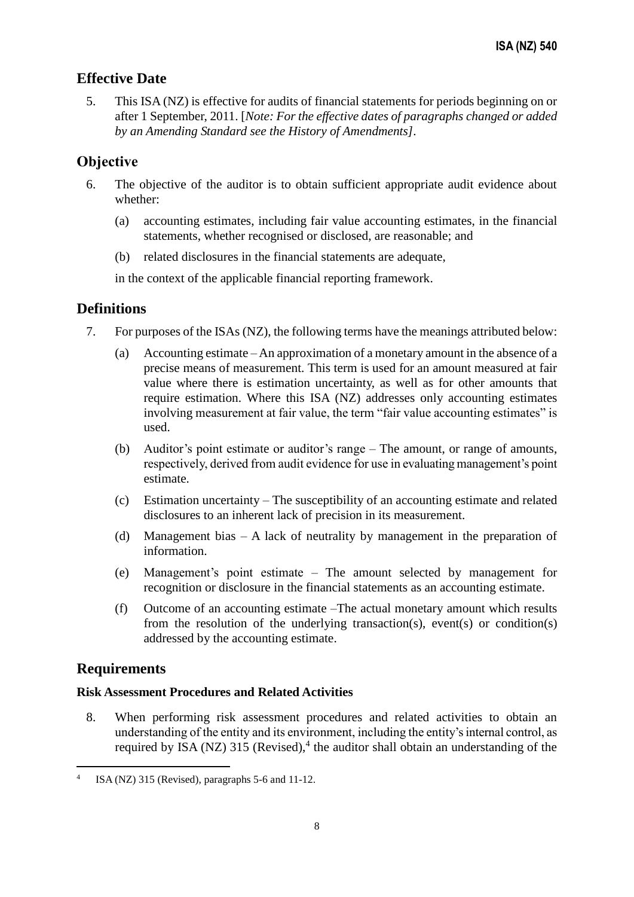## Effective Date

5. This ISA (NZ) is effective for audits of financial statements for periods beginning on or after 1 September, 2011. [*Note: For the effective dates of paragraphs changed or added by an Amending Standard see the History of Amendments]*.

## Objective

6. The objective of the auditor is to obtain sufficient appropriate audit evidence about whether:

   (a) accounting estimates, including fair value accounting estimates, in the financial statements, whether recognised or disclosed, are reasonable; and

   (b) related disclosures in the financial statements are adequate,

   in the context of the applicable financial reporting framework.

## Definitions

7. For purposes of the ISAs (NZ), the following terms have the meanings attributed below:

   (a) Accounting estimate – An approximation of a monetary amount in the absence of a precise means of measurement. This term is used for an amount measured at fair value where there is estimation uncertainty, as well as for other amounts that require estimation. Where this ISA (NZ) addresses only accounting estimates involving measurement at fair value, the term "fair value accounting estimates" is used.

   (b) Auditor's point estimate or auditor's range – The amount, or range of amounts, respectively, derived from audit evidence for use in evaluating management's point estimate.

   (c) Estimation uncertainty – The susceptibility of an accounting estimate and related disclosures to an inherent lack of precision in its measurement.

   (d) Management bias – A lack of neutrality by management in the preparation of information.

   (e) Management's point estimate – The amount selected by management for recognition or disclosure in the financial statements as an accounting estimate.

   (f) Outcome of an accounting estimate –The actual monetary amount which results from the resolution of the underlying transaction(s), event(s) or condition(s) addressed by the accounting estimate.

## Requirements

### Risk Assessment Procedures and Related Activities

8. When performing risk assessment procedures and related activities to obtain an understanding of the entity and its environment, including the entity's internal control, as required by ISA (NZ) 315 (Revised),[4] the auditor shall obtain an understanding of the

---

[4] ISA (NZ) 315 (Revised), paragraphs 5-6 and 11-12.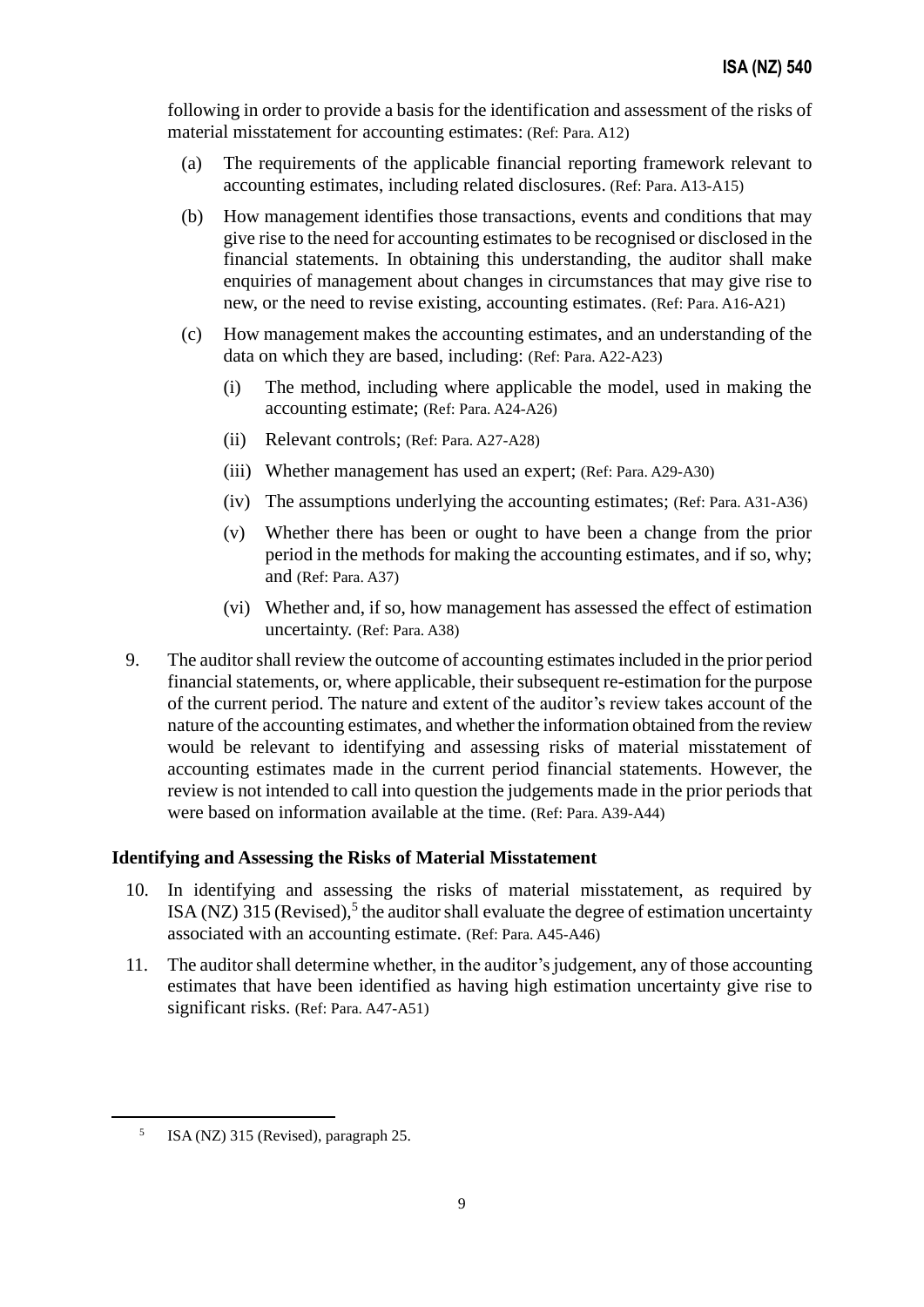following in order to provide a basis for the identification and assessment of the risks of material misstatement for accounting estimates: (Ref: Para. A12)

(a) The requirements of the applicable financial reporting framework relevant to accounting estimates, including related disclosures. (Ref: Para. A13-A15)

(b) How management identifies those transactions, events and conditions that may give rise to the need for accounting estimates to be recognised or disclosed in the financial statements. In obtaining this understanding, the auditor shall make enquiries of management about changes in circumstances that may give rise to new, or the need to revise existing, accounting estimates. (Ref: Para. A16-A21)

(c) How management makes the accounting estimates, and an understanding of the data on which they are based, including: (Ref: Para. A22-A23)

   (i) The method, including where applicable the model, used in making the accounting estimate; (Ref: Para. A24-A26)

   (ii) Relevant controls; (Ref: Para. A27-A28)

   (iii) Whether management has used an expert; (Ref: Para. A29-A30)

   (iv) The assumptions underlying the accounting estimates; (Ref: Para. A31-A36)

   (v) Whether there has been or ought to have been a change from the prior period in the methods for making the accounting estimates, and if so, why; and (Ref: Para. A37)

   (vi) Whether and, if so, how management has assessed the effect of estimation uncertainty. (Ref: Para. A38)

9. The auditor shall review the outcome of accounting estimates included in the prior period financial statements, or, where applicable, their subsequent re-estimation for the purpose of the current period. The nature and extent of the auditor's review takes account of the nature of the accounting estimates, and whether the information obtained from the review would be relevant to identifying and assessing risks of material misstatement of accounting estimates made in the current period financial statements. However, the review is not intended to call into question the judgements made in the prior periods that were based on information available at the time. (Ref: Para. A39-A44)

### Identifying and Assessing the Risks of Material Misstatement

10. In identifying and assessing the risks of material misstatement, as required by ISA (NZ) 315 (Revised),[5] the auditor shall evaluate the degree of estimation uncertainty associated with an accounting estimate. (Ref: Para. A45-A46)

11. The auditor shall determine whether, in the auditor's judgement, any of those accounting estimates that have been identified as having high estimation uncertainty give rise to significant risks. (Ref: Para. A47-A51)

[5] ISA (NZ) 315 (Revised), paragraph 25.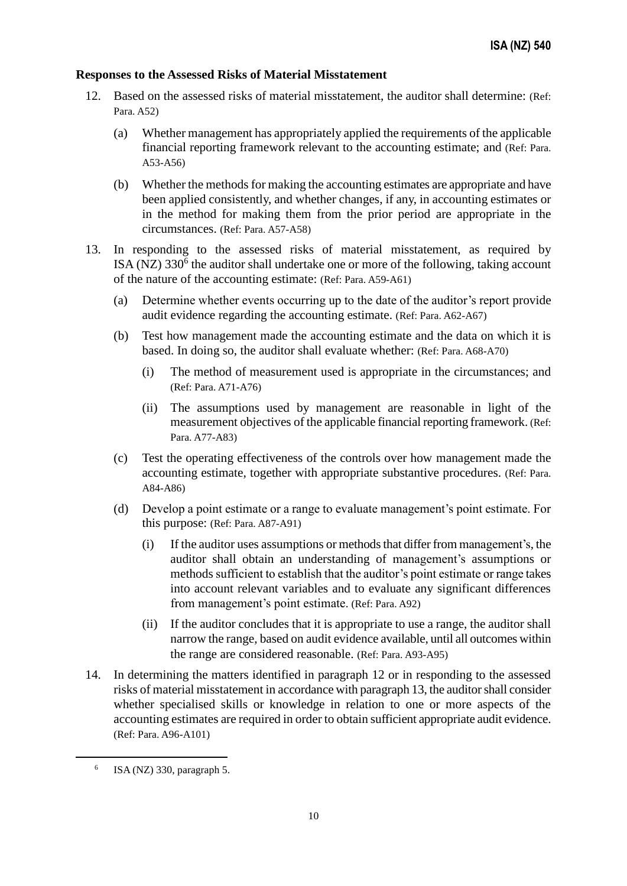### Responses to the Assessed Risks of Material Misstatement

12. Based on the assessed risks of material misstatement, the auditor shall determine: (Ref: Para. A52)
    - (a) Whether management has appropriately applied the requirements of the applicable financial reporting framework relevant to the accounting estimate; and (Ref: Para. A53-A56)
    - (b) Whether the methods for making the accounting estimates are appropriate and have been applied consistently, and whether changes, if any, in accounting estimates or in the method for making them from the prior period are appropriate in the circumstances. (Ref: Para. A57-A58)

13. In responding to the assessed risks of material misstatement, as required by ISA (NZ) 330[6] the auditor shall undertake one or more of the following, taking account of the nature of the accounting estimate: (Ref: Para. A59-A61)
    - (a) Determine whether events occurring up to the date of the auditor's report provide audit evidence regarding the accounting estimate. (Ref: Para. A62-A67)
    - (b) Test how management made the accounting estimate and the data on which it is based. In doing so, the auditor shall evaluate whether: (Ref: Para. A68-A70)
        - (i) The method of measurement used is appropriate in the circumstances; and (Ref: Para. A71-A76)
        - (ii) The assumptions used by management are reasonable in light of the measurement objectives of the applicable financial reporting framework. (Ref: Para. A77-A83)
    - (c) Test the operating effectiveness of the controls over how management made the accounting estimate, together with appropriate substantive procedures. (Ref: Para. A84-A86)
    - (d) Develop a point estimate or a range to evaluate management's point estimate. For this purpose: (Ref: Para. A87-A91)
        - (i) If the auditor uses assumptions or methods that differ from management's, the auditor shall obtain an understanding of management's assumptions or methods sufficient to establish that the auditor's point estimate or range takes into account relevant variables and to evaluate any significant differences from management's point estimate. (Ref: Para. A92)
        - (ii) If the auditor concludes that it is appropriate to use a range, the auditor shall narrow the range, based on audit evidence available, until all outcomes within the range are considered reasonable. (Ref: Para. A93-A95)

14. In determining the matters identified in paragraph 12 or in responding to the assessed risks of material misstatement in accordance with paragraph 13, the auditor shall consider whether specialised skills or knowledge in relation to one or more aspects of the accounting estimates are required in order to obtain sufficient appropriate audit evidence. (Ref: Para. A96-A101)

---

[6] ISA (NZ) 330, paragraph 5.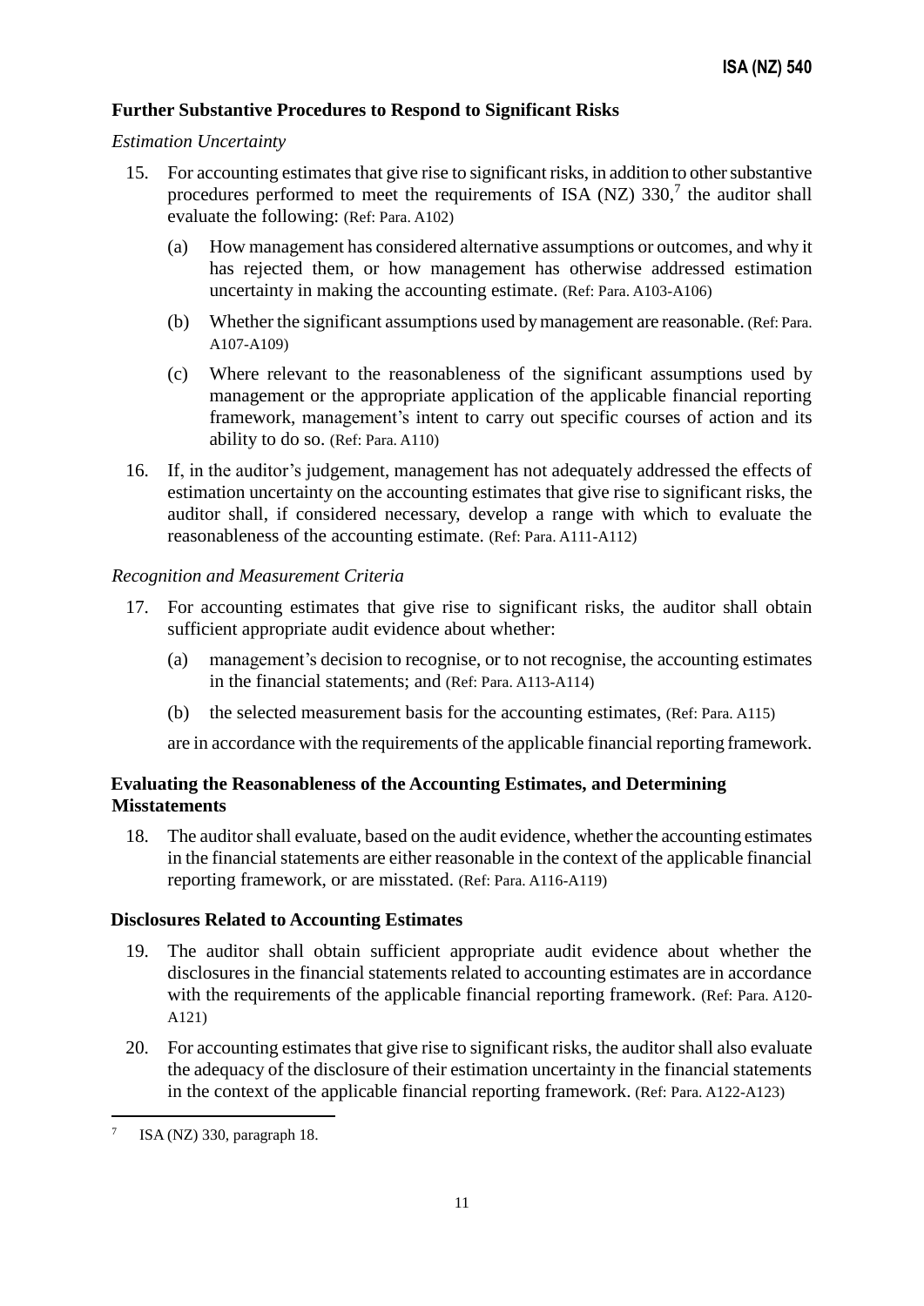### Further Substantive Procedures to Respond to Significant Risks

*Estimation Uncertainty*

15. For accounting estimates that give rise to significant risks, in addition to other substantive procedures performed to meet the requirements of ISA (NZ) 330,[7] the auditor shall evaluate the following: (Ref: Para. A102)

    (a) How management has considered alternative assumptions or outcomes, and why it has rejected them, or how management has otherwise addressed estimation uncertainty in making the accounting estimate. (Ref: Para. A103-A106)

    (b) Whether the significant assumptions used by management are reasonable. (Ref: Para. A107-A109)

    (c) Where relevant to the reasonableness of the significant assumptions used by management or the appropriate application of the applicable financial reporting framework, management's intent to carry out specific courses of action and its ability to do so. (Ref: Para. A110)

16. If, in the auditor's judgement, management has not adequately addressed the effects of estimation uncertainty on the accounting estimates that give rise to significant risks, the auditor shall, if considered necessary, develop a range with which to evaluate the reasonableness of the accounting estimate. (Ref: Para. A111-A112)

*Recognition and Measurement Criteria*

17. For accounting estimates that give rise to significant risks, the auditor shall obtain sufficient appropriate audit evidence about whether:

    (a) management's decision to recognise, or to not recognise, the accounting estimates in the financial statements; and (Ref: Para. A113-A114)

    (b) the selected measurement basis for the accounting estimates, (Ref: Para. A115)

    are in accordance with the requirements of the applicable financial reporting framework.

### Evaluating the Reasonableness of the Accounting Estimates, and Determining Misstatements

18. The auditor shall evaluate, based on the audit evidence, whether the accounting estimates in the financial statements are either reasonable in the context of the applicable financial reporting framework, or are misstated. (Ref: Para. A116-A119)

### Disclosures Related to Accounting Estimates

19. The auditor shall obtain sufficient appropriate audit evidence about whether the disclosures in the financial statements related to accounting estimates are in accordance with the requirements of the applicable financial reporting framework. (Ref: Para. A120-A121)

20. For accounting estimates that give rise to significant risks, the auditor shall also evaluate the adequacy of the disclosure of their estimation uncertainty in the financial statements in the context of the applicable financial reporting framework. (Ref: Para. A122-A123)

---

[7] ISA (NZ) 330, paragraph 18.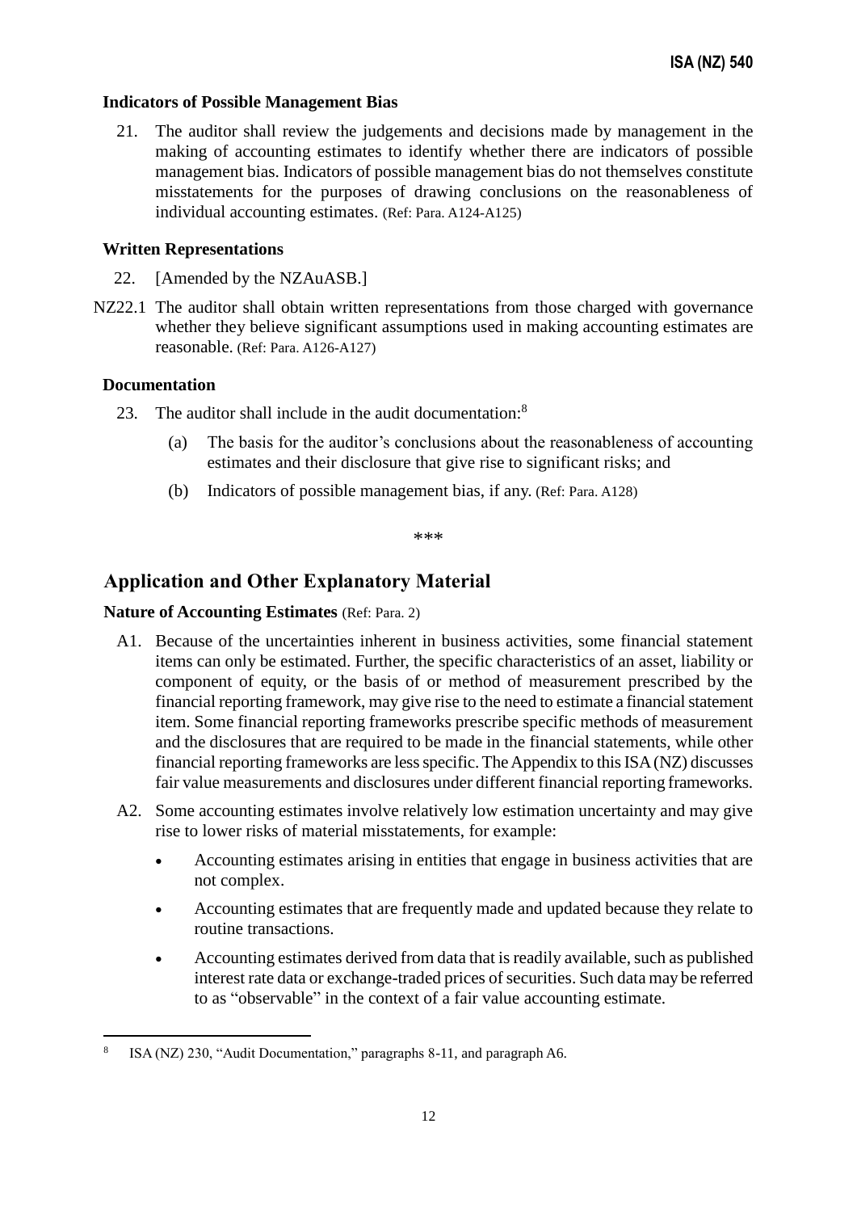### Indicators of Possible Management Bias

21. The auditor shall review the judgements and decisions made by management in the making of accounting estimates to identify whether there are indicators of possible management bias. Indicators of possible management bias do not themselves constitute misstatements for the purposes of drawing conclusions on the reasonableness of individual accounting estimates. (Ref: Para. A124-A125)

### Written Representations

22. [Amended by the NZAuASB.]

NZ22.1 The auditor shall obtain written representations from those charged with governance whether they believe significant assumptions used in making accounting estimates are reasonable. (Ref: Para. A126-A127)

### Documentation

23. The auditor shall include in the audit documentation:[8]

    (a) The basis for the auditor's conclusions about the reasonableness of accounting estimates and their disclosure that give rise to significant risks; and

    (b) Indicators of possible management bias, if any. (Ref: Para. A128)

***

## Application and Other Explanatory Material

### Nature of Accounting Estimates (Ref: Para. 2)

A1. Because of the uncertainties inherent in business activities, some financial statement items can only be estimated. Further, the specific characteristics of an asset, liability or component of equity, or the basis of or method of measurement prescribed by the financial reporting framework, may give rise to the need to estimate a financial statement item. Some financial reporting frameworks prescribe specific methods of measurement and the disclosures that are required to be made in the financial statements, while other financial reporting frameworks are less specific. The Appendix to this ISA (NZ) discusses fair value measurements and disclosures under different financial reporting frameworks.

A2. Some accounting estimates involve relatively low estimation uncertainty and may give rise to lower risks of material misstatements, for example:

- Accounting estimates arising in entities that engage in business activities that are not complex.
- Accounting estimates that are frequently made and updated because they relate to routine transactions.
- Accounting estimates derived from data that is readily available, such as published interest rate data or exchange-traded prices of securities. Such data may be referred to as "observable" in the context of a fair value accounting estimate.

---

[8] ISA (NZ) 230, "Audit Documentation," paragraphs 8-11, and paragraph A6.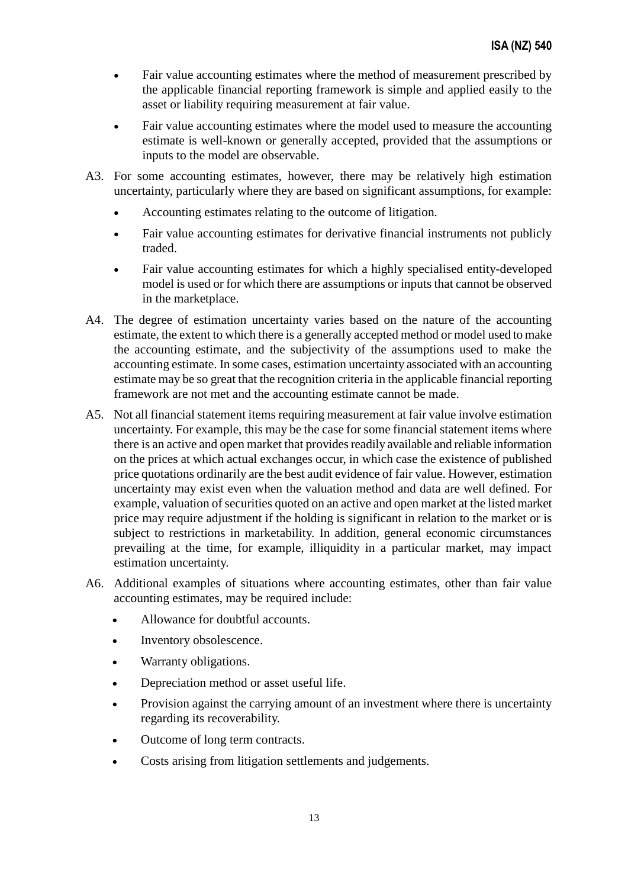- Fair value accounting estimates where the method of measurement prescribed by the applicable financial reporting framework is simple and applied easily to the asset or liability requiring measurement at fair value.
- Fair value accounting estimates where the model used to measure the accounting estimate is well-known or generally accepted, provided that the assumptions or inputs to the model are observable.

A3. For some accounting estimates, however, there may be relatively high estimation uncertainty, particularly where they are based on significant assumptions, for example:

- Accounting estimates relating to the outcome of litigation.
- Fair value accounting estimates for derivative financial instruments not publicly traded.
- Fair value accounting estimates for which a highly specialised entity-developed model is used or for which there are assumptions or inputs that cannot be observed in the marketplace.

A4. The degree of estimation uncertainty varies based on the nature of the accounting estimate, the extent to which there is a generally accepted method or model used to make the accounting estimate, and the subjectivity of the assumptions used to make the accounting estimate. In some cases, estimation uncertainty associated with an accounting estimate may be so great that the recognition criteria in the applicable financial reporting framework are not met and the accounting estimate cannot be made.

A5. Not all financial statement items requiring measurement at fair value involve estimation uncertainty. For example, this may be the case for some financial statement items where there is an active and open market that provides readily available and reliable information on the prices at which actual exchanges occur, in which case the existence of published price quotations ordinarily are the best audit evidence of fair value. However, estimation uncertainty may exist even when the valuation method and data are well defined. For example, valuation of securities quoted on an active and open market at the listed market price may require adjustment if the holding is significant in relation to the market or is subject to restrictions in marketability. In addition, general economic circumstances prevailing at the time, for example, illiquidity in a particular market, may impact estimation uncertainty.

A6. Additional examples of situations where accounting estimates, other than fair value accounting estimates, may be required include:

- Allowance for doubtful accounts.
- Inventory obsolescence.
- Warranty obligations.
- Depreciation method or asset useful life.
- Provision against the carrying amount of an investment where there is uncertainty regarding its recoverability.
- Outcome of long term contracts.
- Costs arising from litigation settlements and judgements.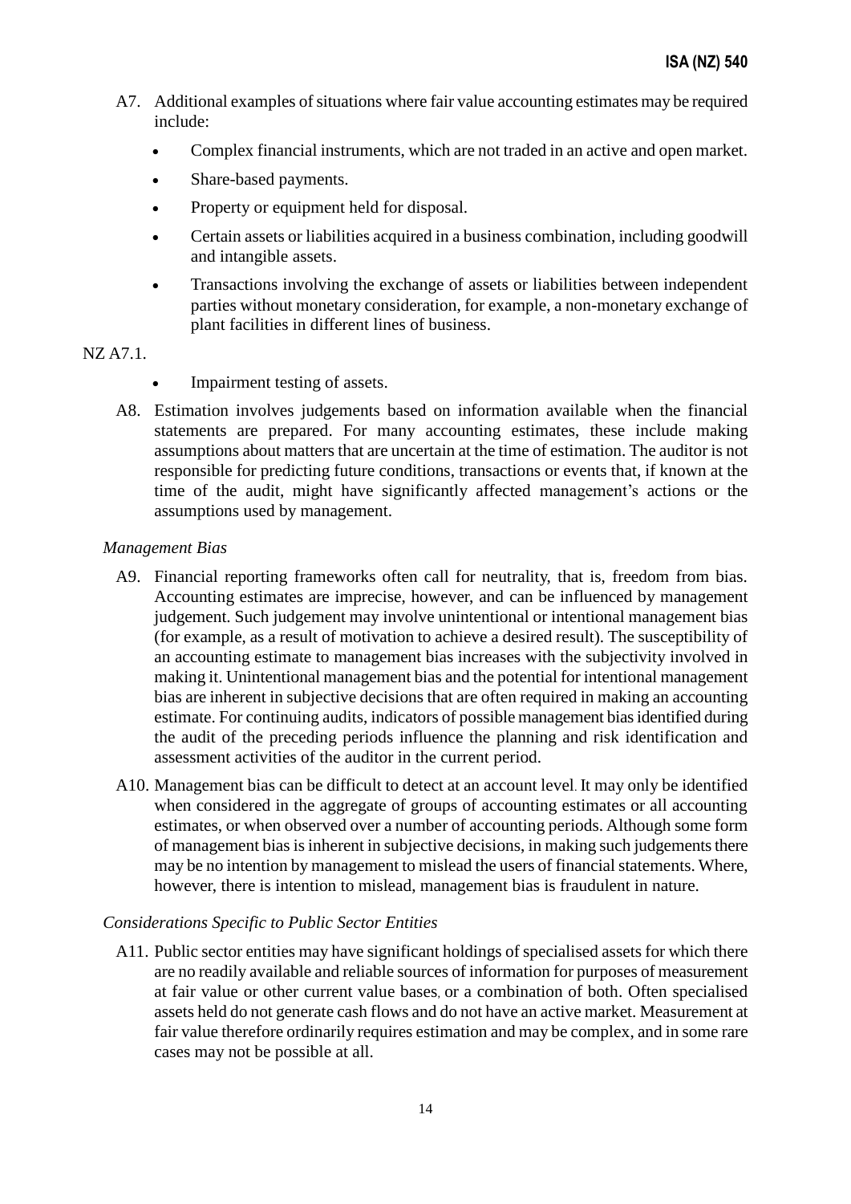A7. Additional examples of situations where fair value accounting estimates may be required include:

- Complex financial instruments, which are not traded in an active and open market.
- Share-based payments.
- Property or equipment held for disposal.
- Certain assets or liabilities acquired in a business combination, including goodwill and intangible assets.
- Transactions involving the exchange of assets or liabilities between independent parties without monetary consideration, for example, a non-monetary exchange of plant facilities in different lines of business.

NZ A7.1.

- Impairment testing of assets.

A8. Estimation involves judgements based on information available when the financial statements are prepared. For many accounting estimates, these include making assumptions about matters that are uncertain at the time of estimation. The auditor is not responsible for predicting future conditions, transactions or events that, if known at the time of the audit, might have significantly affected management's actions or the assumptions used by management.

*Management Bias*

A9. Financial reporting frameworks often call for neutrality, that is, freedom from bias. Accounting estimates are imprecise, however, and can be influenced by management judgement. Such judgement may involve unintentional or intentional management bias (for example, as a result of motivation to achieve a desired result). The susceptibility of an accounting estimate to management bias increases with the subjectivity involved in making it. Unintentional management bias and the potential for intentional management bias are inherent in subjective decisions that are often required in making an accounting estimate. For continuing audits, indicators of possible management bias identified during the audit of the preceding periods influence the planning and risk identification and assessment activities of the auditor in the current period.

A10. Management bias can be difficult to detect at an account level. It may only be identified when considered in the aggregate of groups of accounting estimates or all accounting estimates, or when observed over a number of accounting periods. Although some form of management bias is inherent in subjective decisions, in making such judgements there may be no intention by management to mislead the users of financial statements. Where, however, there is intention to mislead, management bias is fraudulent in nature.

*Considerations Specific to Public Sector Entities*

A11. Public sector entities may have significant holdings of specialised assets for which there are no readily available and reliable sources of information for purposes of measurement at fair value or other current value bases, or a combination of both. Often specialised assets held do not generate cash flows and do not have an active market. Measurement at fair value therefore ordinarily requires estimation and may be complex, and in some rare cases may not be possible at all.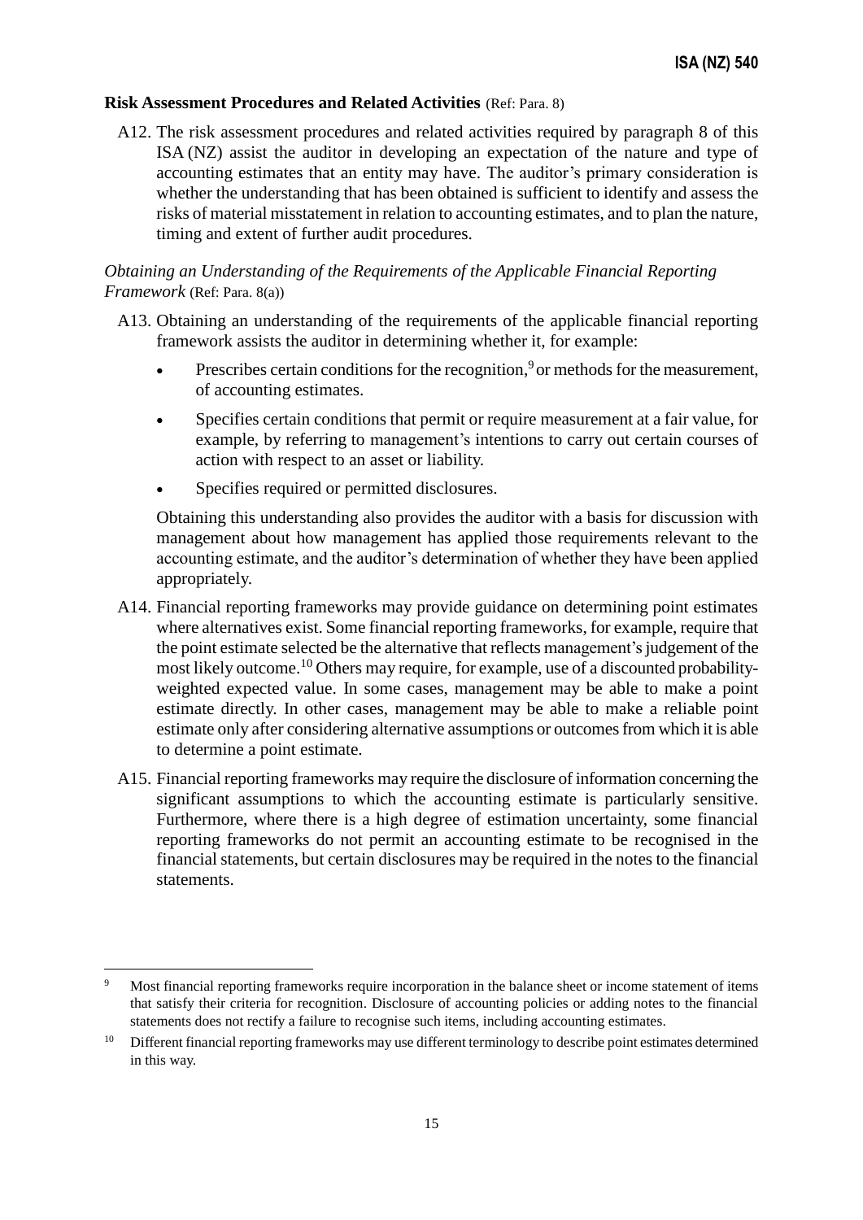### Risk Assessment Procedures and Related Activities (Ref: Para. 8)

A12. The risk assessment procedures and related activities required by paragraph 8 of this ISA (NZ) assist the auditor in developing an expectation of the nature and type of accounting estimates that an entity may have. The auditor's primary consideration is whether the understanding that has been obtained is sufficient to identify and assess the risks of material misstatement in relation to accounting estimates, and to plan the nature, timing and extent of further audit procedures.

*Obtaining an Understanding of the Requirements of the Applicable Financial Reporting Framework* (Ref: Para. 8(a))

A13. Obtaining an understanding of the requirements of the applicable financial reporting framework assists the auditor in determining whether it, for example:

- Prescribes certain conditions for the recognition,[9] or methods for the measurement, of accounting estimates.
- Specifies certain conditions that permit or require measurement at a fair value, for example, by referring to management's intentions to carry out certain courses of action with respect to an asset or liability.
- Specifies required or permitted disclosures.

Obtaining this understanding also provides the auditor with a basis for discussion with management about how management has applied those requirements relevant to the accounting estimate, and the auditor's determination of whether they have been applied appropriately.

A14. Financial reporting frameworks may provide guidance on determining point estimates where alternatives exist. Some financial reporting frameworks, for example, require that the point estimate selected be the alternative that reflects management's judgement of the most likely outcome.[10] Others may require, for example, use of a discounted probability-weighted expected value. In some cases, management may be able to make a point estimate directly. In other cases, management may be able to make a reliable point estimate only after considering alternative assumptions or outcomes from which it is able to determine a point estimate.

A15. Financial reporting frameworks may require the disclosure of information concerning the significant assumptions to which the accounting estimate is particularly sensitive. Furthermore, where there is a high degree of estimation uncertainty, some financial reporting frameworks do not permit an accounting estimate to be recognised in the financial statements, but certain disclosures may be required in the notes to the financial statements.

---

[9] Most financial reporting frameworks require incorporation in the balance sheet or income statement of items that satisfy their criteria for recognition. Disclosure of accounting policies or adding notes to the financial statements does not rectify a failure to recognise such items, including accounting estimates.

[10] Different financial reporting frameworks may use different terminology to describe point estimates determined in this way.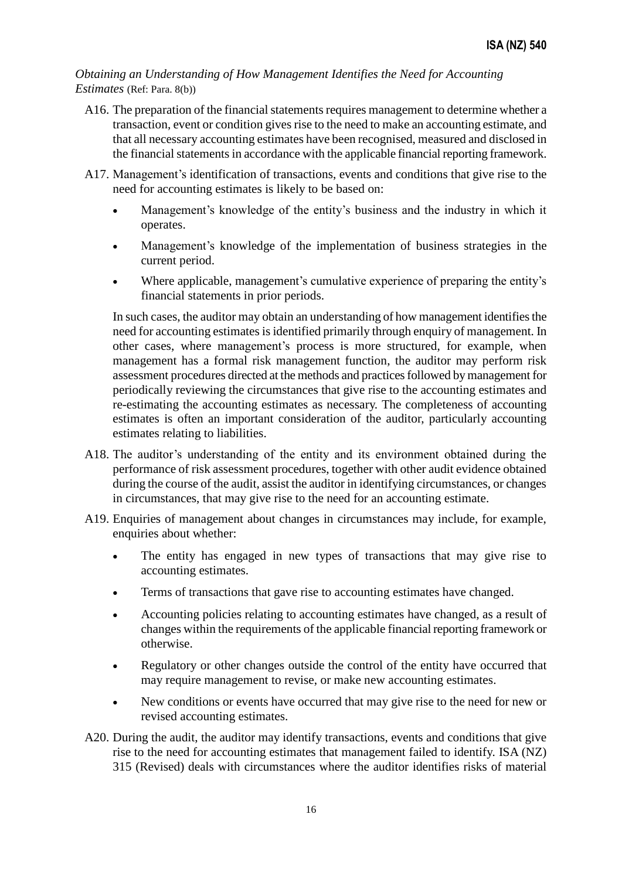*Obtaining an Understanding of How Management Identifies the Need for Accounting Estimates* (Ref: Para. 8(b))

A16. The preparation of the financial statements requires management to determine whether a transaction, event or condition gives rise to the need to make an accounting estimate, and that all necessary accounting estimates have been recognised, measured and disclosed in the financial statements in accordance with the applicable financial reporting framework.

A17. Management's identification of transactions, events and conditions that give rise to the need for accounting estimates is likely to be based on:

- Management's knowledge of the entity's business and the industry in which it operates.
- Management's knowledge of the implementation of business strategies in the current period.
- Where applicable, management's cumulative experience of preparing the entity's financial statements in prior periods.

In such cases, the auditor may obtain an understanding of how management identifies the need for accounting estimates is identified primarily through enquiry of management. In other cases, where management's process is more structured, for example, when management has a formal risk management function, the auditor may perform risk assessment procedures directed at the methods and practices followed by management for periodically reviewing the circumstances that give rise to the accounting estimates and re-estimating the accounting estimates as necessary. The completeness of accounting estimates is often an important consideration of the auditor, particularly accounting estimates relating to liabilities.

A18. The auditor's understanding of the entity and its environment obtained during the performance of risk assessment procedures, together with other audit evidence obtained during the course of the audit, assist the auditor in identifying circumstances, or changes in circumstances, that may give rise to the need for an accounting estimate.

A19. Enquiries of management about changes in circumstances may include, for example, enquiries about whether:

- The entity has engaged in new types of transactions that may give rise to accounting estimates.
- Terms of transactions that gave rise to accounting estimates have changed.
- Accounting policies relating to accounting estimates have changed, as a result of changes within the requirements of the applicable financial reporting framework or otherwise.
- Regulatory or other changes outside the control of the entity have occurred that may require management to revise, or make new accounting estimates.
- New conditions or events have occurred that may give rise to the need for new or revised accounting estimates.

A20. During the audit, the auditor may identify transactions, events and conditions that give rise to the need for accounting estimates that management failed to identify. ISA (NZ) 315 (Revised) deals with circumstances where the auditor identifies risks of material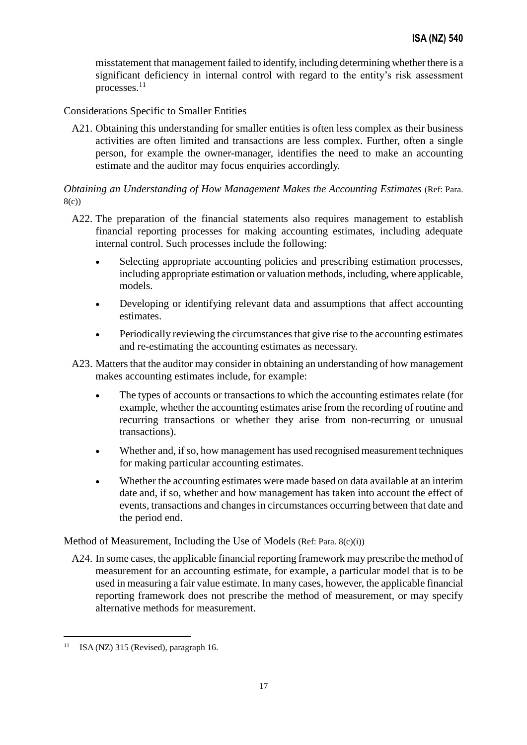misstatement that management failed to identify, including determining whether there is a significant deficiency in internal control with regard to the entity's risk assessment processes.[11]

Considerations Specific to Smaller Entities

A21. Obtaining this understanding for smaller entities is often less complex as their business activities are often limited and transactions are less complex. Further, often a single person, for example the owner-manager, identifies the need to make an accounting estimate and the auditor may focus enquiries accordingly.

*Obtaining an Understanding of How Management Makes the Accounting Estimates* (Ref: Para. 8(c))

A22. The preparation of the financial statements also requires management to establish financial reporting processes for making accounting estimates, including adequate internal control. Such processes include the following:

- Selecting appropriate accounting policies and prescribing estimation processes, including appropriate estimation or valuation methods, including, where applicable, models.
- Developing or identifying relevant data and assumptions that affect accounting estimates.
- Periodically reviewing the circumstances that give rise to the accounting estimates and re-estimating the accounting estimates as necessary.

A23. Matters that the auditor may consider in obtaining an understanding of how management makes accounting estimates include, for example:

- The types of accounts or transactions to which the accounting estimates relate (for example, whether the accounting estimates arise from the recording of routine and recurring transactions or whether they arise from non-recurring or unusual transactions).
- Whether and, if so, how management has used recognised measurement techniques for making particular accounting estimates.
- Whether the accounting estimates were made based on data available at an interim date and, if so, whether and how management has taken into account the effect of events, transactions and changes in circumstances occurring between that date and the period end.

Method of Measurement, Including the Use of Models (Ref: Para. 8(c)(i))

A24. In some cases, the applicable financial reporting framework may prescribe the method of measurement for an accounting estimate, for example, a particular model that is to be used in measuring a fair value estimate. In many cases, however, the applicable financial reporting framework does not prescribe the method of measurement, or may specify alternative methods for measurement.

[11] ISA (NZ) 315 (Revised), paragraph 16.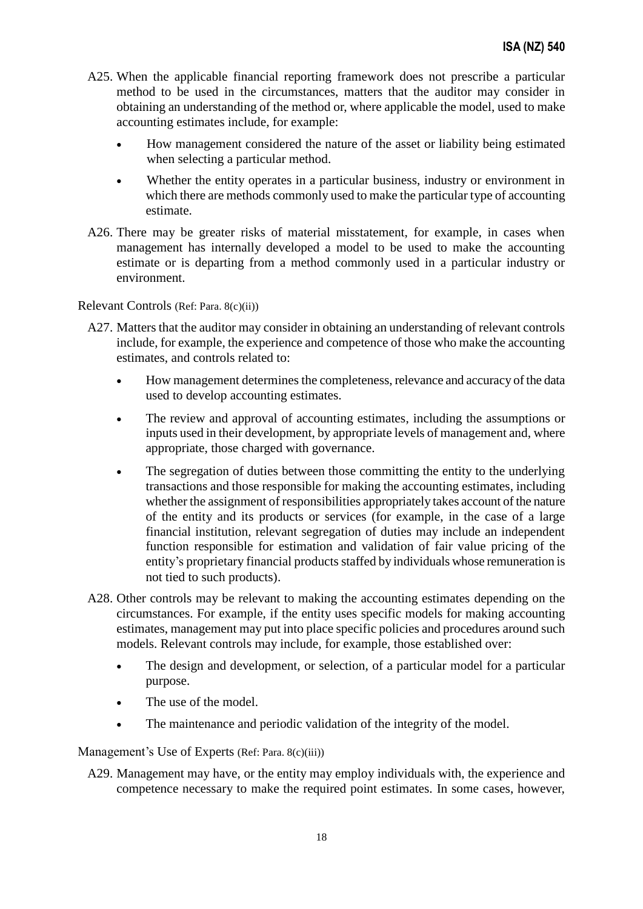A25. When the applicable financial reporting framework does not prescribe a particular method to be used in the circumstances, matters that the auditor may consider in obtaining an understanding of the method or, where applicable the model, used to make accounting estimates include, for example:

- How management considered the nature of the asset or liability being estimated when selecting a particular method.
- Whether the entity operates in a particular business, industry or environment in which there are methods commonly used to make the particular type of accounting estimate.

A26. There may be greater risks of material misstatement, for example, in cases when management has internally developed a model to be used to make the accounting estimate or is departing from a method commonly used in a particular industry or environment.

Relevant Controls (Ref: Para. 8(c)(ii))

A27. Matters that the auditor may consider in obtaining an understanding of relevant controls include, for example, the experience and competence of those who make the accounting estimates, and controls related to:

- How management determines the completeness, relevance and accuracy of the data used to develop accounting estimates.
- The review and approval of accounting estimates, including the assumptions or inputs used in their development, by appropriate levels of management and, where appropriate, those charged with governance.
- The segregation of duties between those committing the entity to the underlying transactions and those responsible for making the accounting estimates, including whether the assignment of responsibilities appropriately takes account of the nature of the entity and its products or services (for example, in the case of a large financial institution, relevant segregation of duties may include an independent function responsible for estimation and validation of fair value pricing of the entity's proprietary financial products staffed by individuals whose remuneration is not tied to such products).

A28. Other controls may be relevant to making the accounting estimates depending on the circumstances. For example, if the entity uses specific models for making accounting estimates, management may put into place specific policies and procedures around such models. Relevant controls may include, for example, those established over:

- The design and development, or selection, of a particular model for a particular purpose.
- The use of the model.
- The maintenance and periodic validation of the integrity of the model.

Management's Use of Experts (Ref: Para. 8(c)(iii))

A29. Management may have, or the entity may employ individuals with, the experience and competence necessary to make the required point estimates. In some cases, however,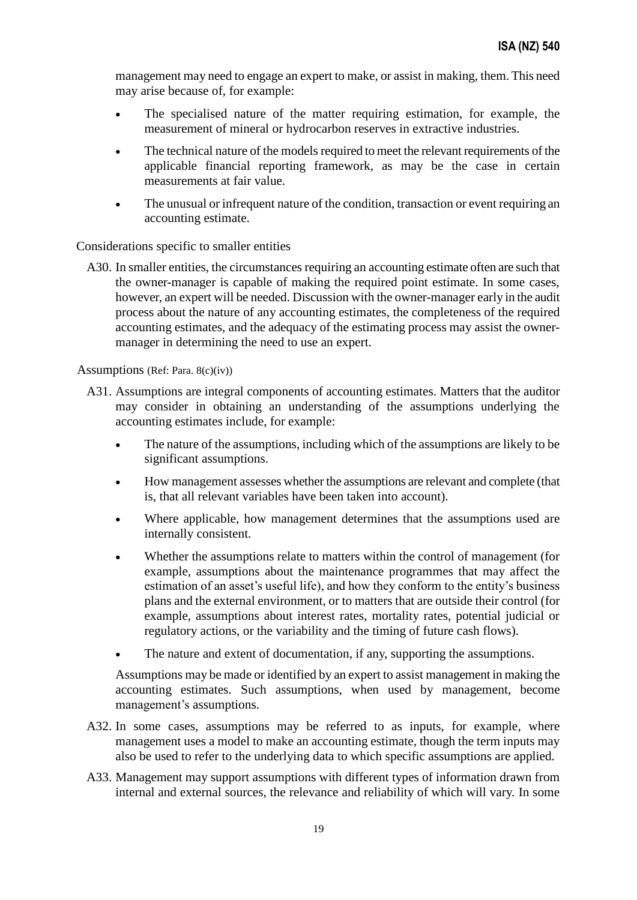management may need to engage an expert to make, or assist in making, them. This need may arise because of, for example:

- The specialised nature of the matter requiring estimation, for example, the measurement of mineral or hydrocarbon reserves in extractive industries.
- The technical nature of the models required to meet the relevant requirements of the applicable financial reporting framework, as may be the case in certain measurements at fair value.
- The unusual or infrequent nature of the condition, transaction or event requiring an accounting estimate.

Considerations specific to smaller entities

A30. In smaller entities, the circumstances requiring an accounting estimate often are such that the owner-manager is capable of making the required point estimate. In some cases, however, an expert will be needed. Discussion with the owner-manager early in the audit process about the nature of any accounting estimates, the completeness of the required accounting estimates, and the adequacy of the estimating process may assist the owner-manager in determining the need to use an expert.

Assumptions (Ref: Para. 8(c)(iv))

A31. Assumptions are integral components of accounting estimates. Matters that the auditor may consider in obtaining an understanding of the assumptions underlying the accounting estimates include, for example:

- The nature of the assumptions, including which of the assumptions are likely to be significant assumptions.
- How management assesses whether the assumptions are relevant and complete (that is, that all relevant variables have been taken into account).
- Where applicable, how management determines that the assumptions used are internally consistent.
- Whether the assumptions relate to matters within the control of management (for example, assumptions about the maintenance programmes that may affect the estimation of an asset's useful life), and how they conform to the entity's business plans and the external environment, or to matters that are outside their control (for example, assumptions about interest rates, mortality rates, potential judicial or regulatory actions, or the variability and the timing of future cash flows).
- The nature and extent of documentation, if any, supporting the assumptions.

Assumptions may be made or identified by an expert to assist management in making the accounting estimates. Such assumptions, when used by management, become management's assumptions.

A32. In some cases, assumptions may be referred to as inputs, for example, where management uses a model to make an accounting estimate, though the term inputs may also be used to refer to the underlying data to which specific assumptions are applied.

A33. Management may support assumptions with different types of information drawn from internal and external sources, the relevance and reliability of which will vary. In some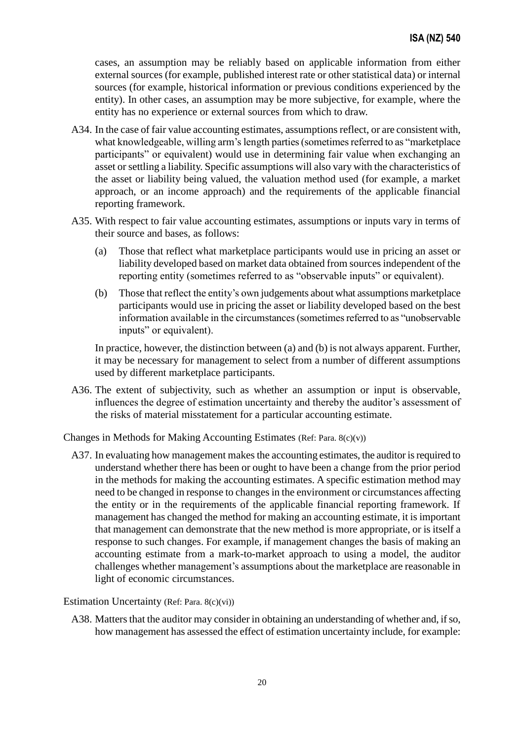cases, an assumption may be reliably based on applicable information from either external sources (for example, published interest rate or other statistical data) or internal sources (for example, historical information or previous conditions experienced by the entity). In other cases, an assumption may be more subjective, for example, where the entity has no experience or external sources from which to draw.

A34. In the case of fair value accounting estimates, assumptions reflect, or are consistent with, what knowledgeable, willing arm's length parties (sometimes referred to as "marketplace participants" or equivalent) would use in determining fair value when exchanging an asset or settling a liability. Specific assumptions will also vary with the characteristics of the asset or liability being valued, the valuation method used (for example, a market approach, or an income approach) and the requirements of the applicable financial reporting framework.

A35. With respect to fair value accounting estimates, assumptions or inputs vary in terms of their source and bases, as follows:

(a) Those that reflect what marketplace participants would use in pricing an asset or liability developed based on market data obtained from sources independent of the reporting entity (sometimes referred to as "observable inputs" or equivalent).

(b) Those that reflect the entity's own judgements about what assumptions marketplace participants would use in pricing the asset or liability developed based on the best information available in the circumstances (sometimes referred to as "unobservable inputs" or equivalent).

In practice, however, the distinction between (a) and (b) is not always apparent. Further, it may be necessary for management to select from a number of different assumptions used by different marketplace participants.

A36. The extent of subjectivity, such as whether an assumption or input is observable, influences the degree of estimation uncertainty and thereby the auditor's assessment of the risks of material misstatement for a particular accounting estimate.

Changes in Methods for Making Accounting Estimates (Ref: Para. 8(c)(v))

A37. In evaluating how management makes the accounting estimates, the auditor is required to understand whether there has been or ought to have been a change from the prior period in the methods for making the accounting estimates. A specific estimation method may need to be changed in response to changes in the environment or circumstances affecting the entity or in the requirements of the applicable financial reporting framework. If management has changed the method for making an accounting estimate, it is important that management can demonstrate that the new method is more appropriate, or is itself a response to such changes. For example, if management changes the basis of making an accounting estimate from a mark-to-market approach to using a model, the auditor challenges whether management's assumptions about the marketplace are reasonable in light of economic circumstances.

Estimation Uncertainty (Ref: Para. 8(c)(vi))

A38. Matters that the auditor may consider in obtaining an understanding of whether and, if so, how management has assessed the effect of estimation uncertainty include, for example: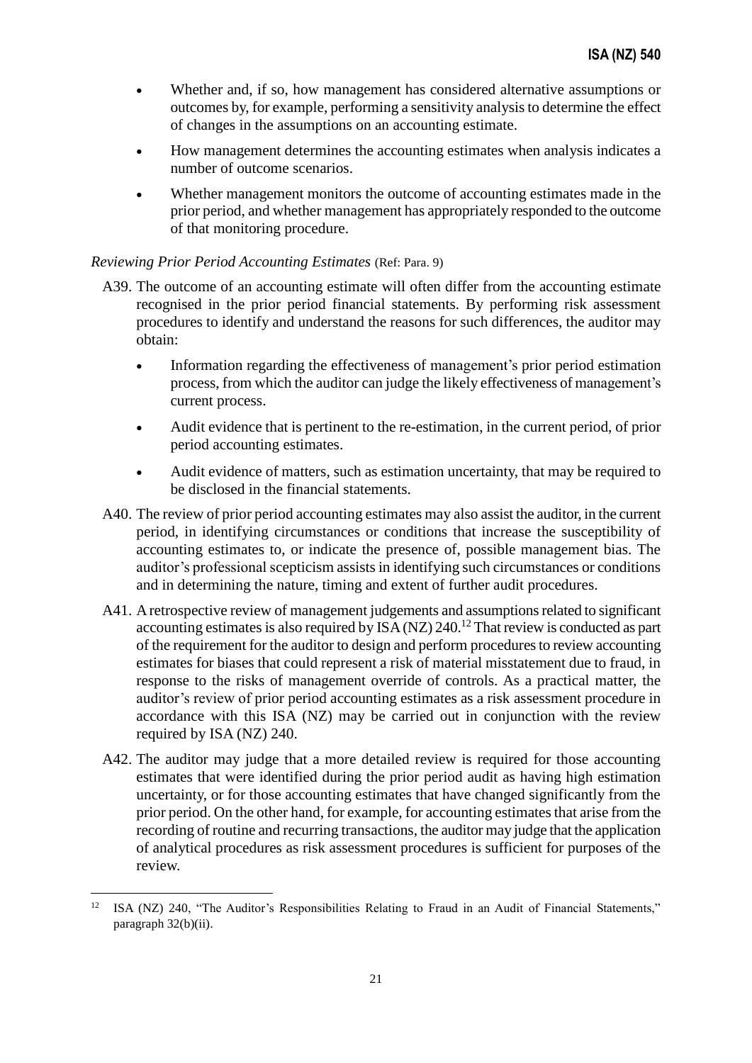- Whether and, if so, how management has considered alternative assumptions or outcomes by, for example, performing a sensitivity analysis to determine the effect of changes in the assumptions on an accounting estimate.
- How management determines the accounting estimates when analysis indicates a number of outcome scenarios.
- Whether management monitors the outcome of accounting estimates made in the prior period, and whether management has appropriately responded to the outcome of that monitoring procedure.

*Reviewing Prior Period Accounting Estimates* (Ref: Para. 9)

A39. The outcome of an accounting estimate will often differ from the accounting estimate recognised in the prior period financial statements. By performing risk assessment procedures to identify and understand the reasons for such differences, the auditor may obtain:

- Information regarding the effectiveness of management's prior period estimation process, from which the auditor can judge the likely effectiveness of management's current process.
- Audit evidence that is pertinent to the re-estimation, in the current period, of prior period accounting estimates.
- Audit evidence of matters, such as estimation uncertainty, that may be required to be disclosed in the financial statements.

A40. The review of prior period accounting estimates may also assist the auditor, in the current period, in identifying circumstances or conditions that increase the susceptibility of accounting estimates to, or indicate the presence of, possible management bias. The auditor's professional scepticism assists in identifying such circumstances or conditions and in determining the nature, timing and extent of further audit procedures.

A41. A retrospective review of management judgements and assumptions related to significant accounting estimates is also required by ISA (NZ) 240.[12] That review is conducted as part of the requirement for the auditor to design and perform procedures to review accounting estimates for biases that could represent a risk of material misstatement due to fraud, in response to the risks of management override of controls. As a practical matter, the auditor's review of prior period accounting estimates as a risk assessment procedure in accordance with this ISA (NZ) may be carried out in conjunction with the review required by ISA (NZ) 240.

A42. The auditor may judge that a more detailed review is required for those accounting estimates that were identified during the prior period audit as having high estimation uncertainty, or for those accounting estimates that have changed significantly from the prior period. On the other hand, for example, for accounting estimates that arise from the recording of routine and recurring transactions, the auditor may judge that the application of analytical procedures as risk assessment procedures is sufficient for purposes of the review.

---

[12] ISA (NZ) 240, "The Auditor's Responsibilities Relating to Fraud in an Audit of Financial Statements," paragraph 32(b)(ii).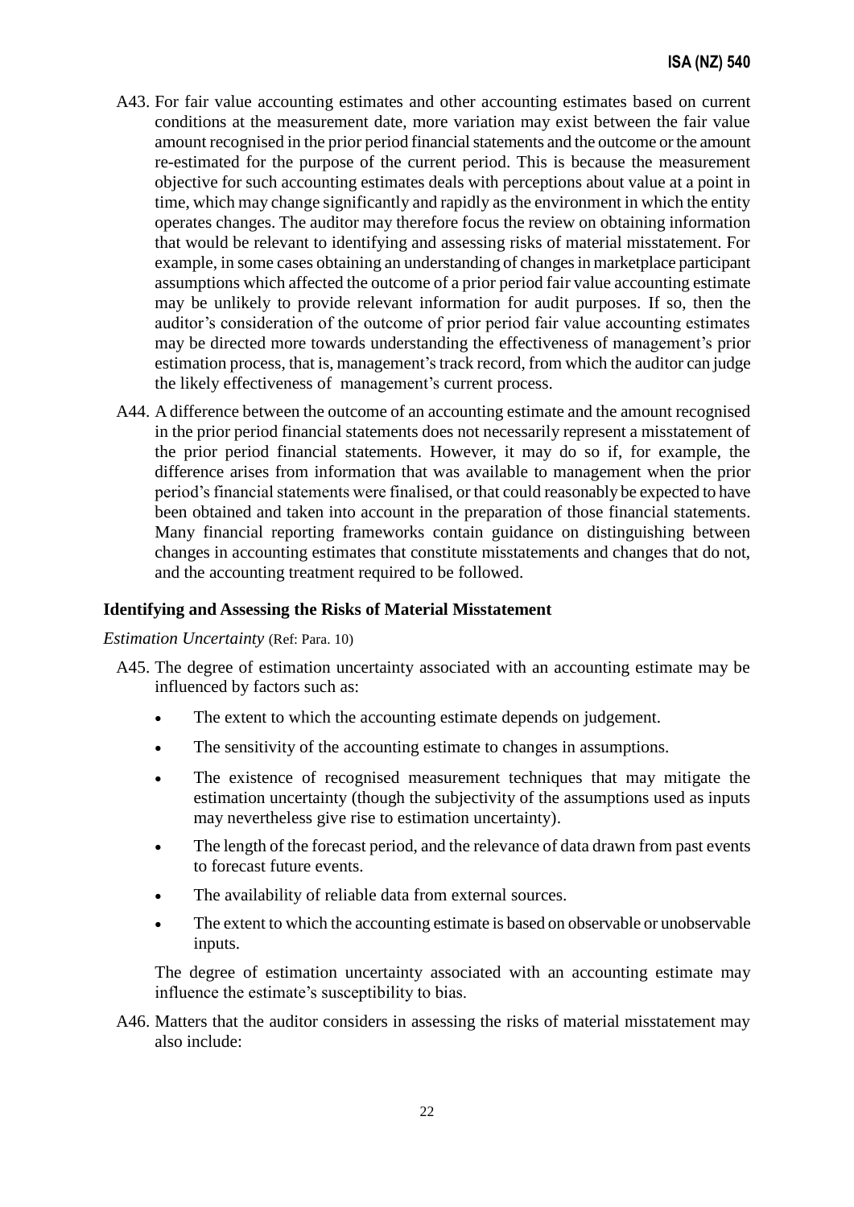A43. For fair value accounting estimates and other accounting estimates based on current conditions at the measurement date, more variation may exist between the fair value amount recognised in the prior period financial statements and the outcome or the amount re-estimated for the purpose of the current period. This is because the measurement objective for such accounting estimates deals with perceptions about value at a point in time, which may change significantly and rapidly as the environment in which the entity operates changes. The auditor may therefore focus the review on obtaining information that would be relevant to identifying and assessing risks of material misstatement. For example, in some cases obtaining an understanding of changes in marketplace participant assumptions which affected the outcome of a prior period fair value accounting estimate may be unlikely to provide relevant information for audit purposes. If so, then the auditor's consideration of the outcome of prior period fair value accounting estimates may be directed more towards understanding the effectiveness of management's prior estimation process, that is, management's track record, from which the auditor can judge the likely effectiveness of management's current process.

A44. A difference between the outcome of an accounting estimate and the amount recognised in the prior period financial statements does not necessarily represent a misstatement of the prior period financial statements. However, it may do so if, for example, the difference arises from information that was available to management when the prior period's financial statements were finalised, or that could reasonably be expected to have been obtained and taken into account in the preparation of those financial statements. Many financial reporting frameworks contain guidance on distinguishing between changes in accounting estimates that constitute misstatements and changes that do not, and the accounting treatment required to be followed.

### Identifying and Assessing the Risks of Material Misstatement

*Estimation Uncertainty* (Ref: Para. 10)

A45. The degree of estimation uncertainty associated with an accounting estimate may be influenced by factors such as:

- The extent to which the accounting estimate depends on judgement.
- The sensitivity of the accounting estimate to changes in assumptions.
- The existence of recognised measurement techniques that may mitigate the estimation uncertainty (though the subjectivity of the assumptions used as inputs may nevertheless give rise to estimation uncertainty).
- The length of the forecast period, and the relevance of data drawn from past events to forecast future events.
- The availability of reliable data from external sources.
- The extent to which the accounting estimate is based on observable or unobservable inputs.

The degree of estimation uncertainty associated with an accounting estimate may influence the estimate's susceptibility to bias.

A46. Matters that the auditor considers in assessing the risks of material misstatement may also include: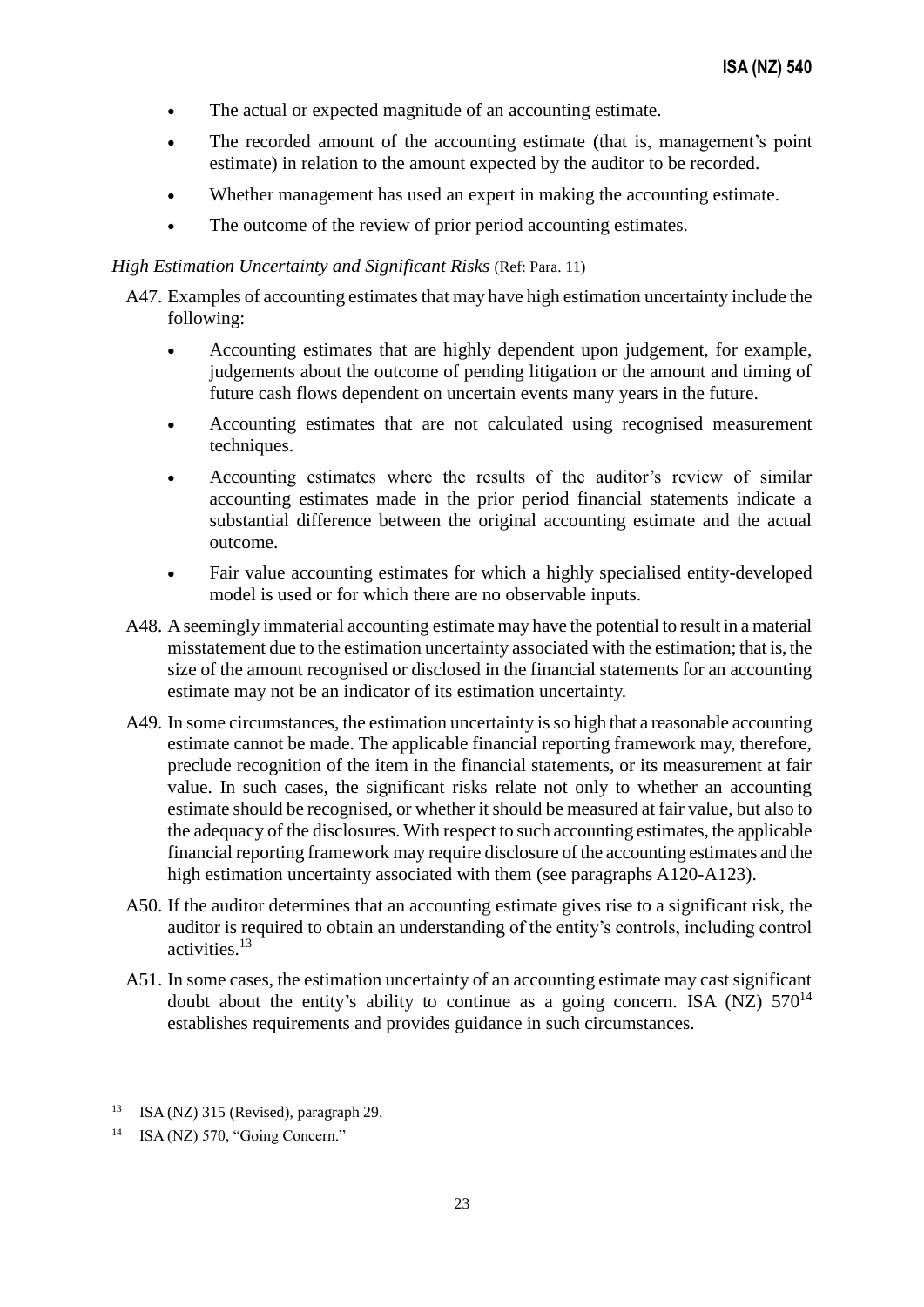- The actual or expected magnitude of an accounting estimate.
- The recorded amount of the accounting estimate (that is, management's point estimate) in relation to the amount expected by the auditor to be recorded.
- Whether management has used an expert in making the accounting estimate.
- The outcome of the review of prior period accounting estimates.

*High Estimation Uncertainty and Significant Risks* (Ref: Para. 11)

A47. Examples of accounting estimates that may have high estimation uncertainty include the following:

- Accounting estimates that are highly dependent upon judgement, for example, judgements about the outcome of pending litigation or the amount and timing of future cash flows dependent on uncertain events many years in the future.
- Accounting estimates that are not calculated using recognised measurement techniques.
- Accounting estimates where the results of the auditor's review of similar accounting estimates made in the prior period financial statements indicate a substantial difference between the original accounting estimate and the actual outcome.
- Fair value accounting estimates for which a highly specialised entity-developed model is used or for which there are no observable inputs.

A48. A seemingly immaterial accounting estimate may have the potential to result in a material misstatement due to the estimation uncertainty associated with the estimation; that is, the size of the amount recognised or disclosed in the financial statements for an accounting estimate may not be an indicator of its estimation uncertainty.

A49. In some circumstances, the estimation uncertainty is so high that a reasonable accounting estimate cannot be made. The applicable financial reporting framework may, therefore, preclude recognition of the item in the financial statements, or its measurement at fair value. In such cases, the significant risks relate not only to whether an accounting estimate should be recognised, or whether it should be measured at fair value, but also to the adequacy of the disclosures. With respect to such accounting estimates, the applicable financial reporting framework may require disclosure of the accounting estimates and the high estimation uncertainty associated with them (see paragraphs A120-A123).

A50. If the auditor determines that an accounting estimate gives rise to a significant risk, the auditor is required to obtain an understanding of the entity's controls, including control activities.[13]

A51. In some cases, the estimation uncertainty of an accounting estimate may cast significant doubt about the entity's ability to continue as a going concern. ISA (NZ) 570[14] establishes requirements and provides guidance in such circumstances.

---

[13] ISA (NZ) 315 (Revised), paragraph 29.

[14] ISA (NZ) 570, "Going Concern."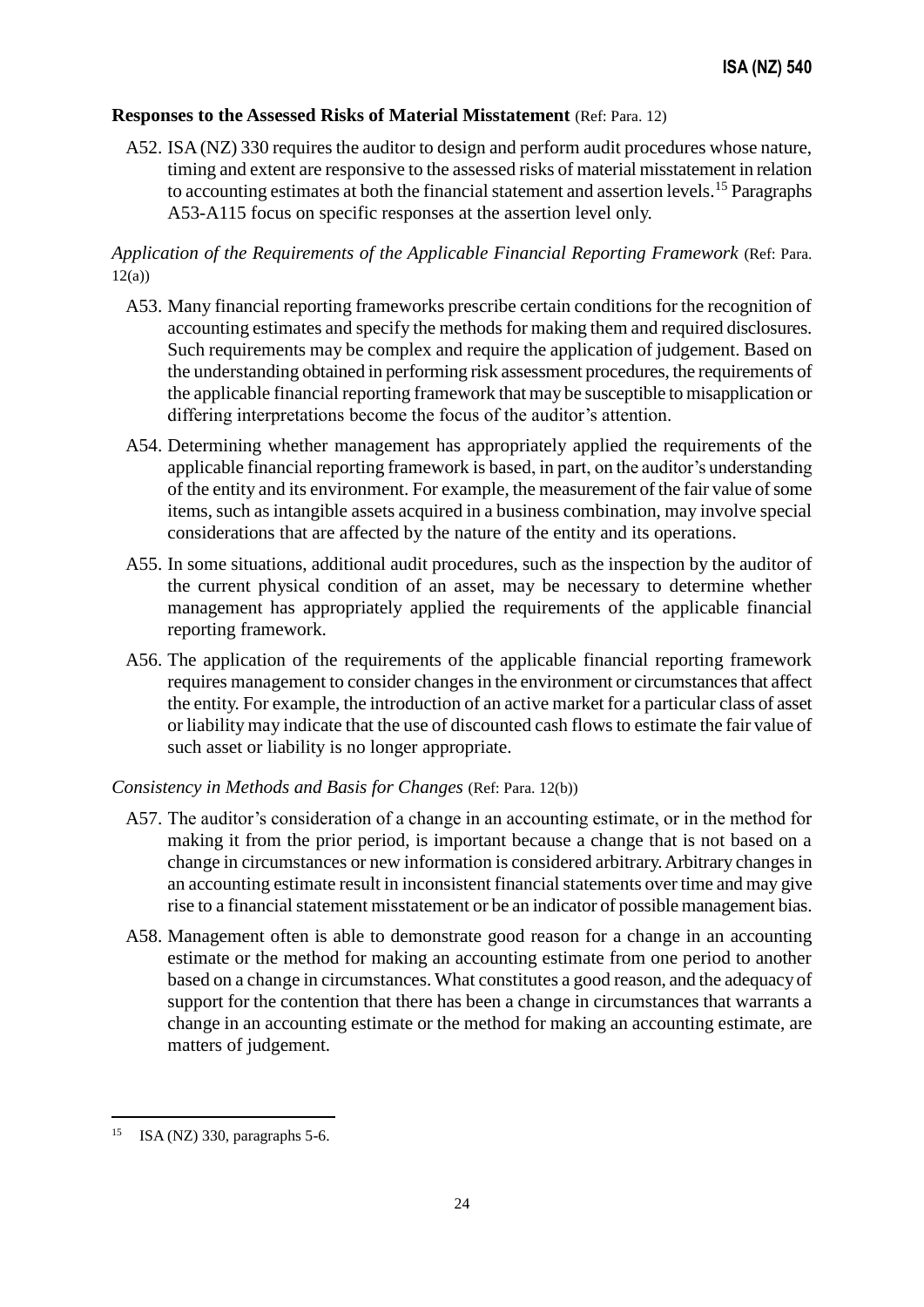### Responses to the Assessed Risks of Material Misstatement (Ref: Para. 12)

A52. ISA (NZ) 330 requires the auditor to design and perform audit procedures whose nature, timing and extent are responsive to the assessed risks of material misstatement in relation to accounting estimates at both the financial statement and assertion levels.[15] Paragraphs A53-A115 focus on specific responses at the assertion level only.

*Application of the Requirements of the Applicable Financial Reporting Framework* (Ref: Para. 12(a))

A53. Many financial reporting frameworks prescribe certain conditions for the recognition of accounting estimates and specify the methods for making them and required disclosures. Such requirements may be complex and require the application of judgement. Based on the understanding obtained in performing risk assessment procedures, the requirements of the applicable financial reporting framework that may be susceptible to misapplication or differing interpretations become the focus of the auditor's attention.

A54. Determining whether management has appropriately applied the requirements of the applicable financial reporting framework is based, in part, on the auditor's understanding of the entity and its environment. For example, the measurement of the fair value of some items, such as intangible assets acquired in a business combination, may involve special considerations that are affected by the nature of the entity and its operations.

A55. In some situations, additional audit procedures, such as the inspection by the auditor of the current physical condition of an asset, may be necessary to determine whether management has appropriately applied the requirements of the applicable financial reporting framework.

A56. The application of the requirements of the applicable financial reporting framework requires management to consider changes in the environment or circumstances that affect the entity. For example, the introduction of an active market for a particular class of asset or liability may indicate that the use of discounted cash flows to estimate the fair value of such asset or liability is no longer appropriate.

*Consistency in Methods and Basis for Changes* (Ref: Para. 12(b))

A57. The auditor's consideration of a change in an accounting estimate, or in the method for making it from the prior period, is important because a change that is not based on a change in circumstances or new information is considered arbitrary. Arbitrary changes in an accounting estimate result in inconsistent financial statements over time and may give rise to a financial statement misstatement or be an indicator of possible management bias.

A58. Management often is able to demonstrate good reason for a change in an accounting estimate or the method for making an accounting estimate from one period to another based on a change in circumstances. What constitutes a good reason, and the adequacy of support for the contention that there has been a change in circumstances that warrants a change in an accounting estimate or the method for making an accounting estimate, are matters of judgement.

---

[15] ISA (NZ) 330, paragraphs 5-6.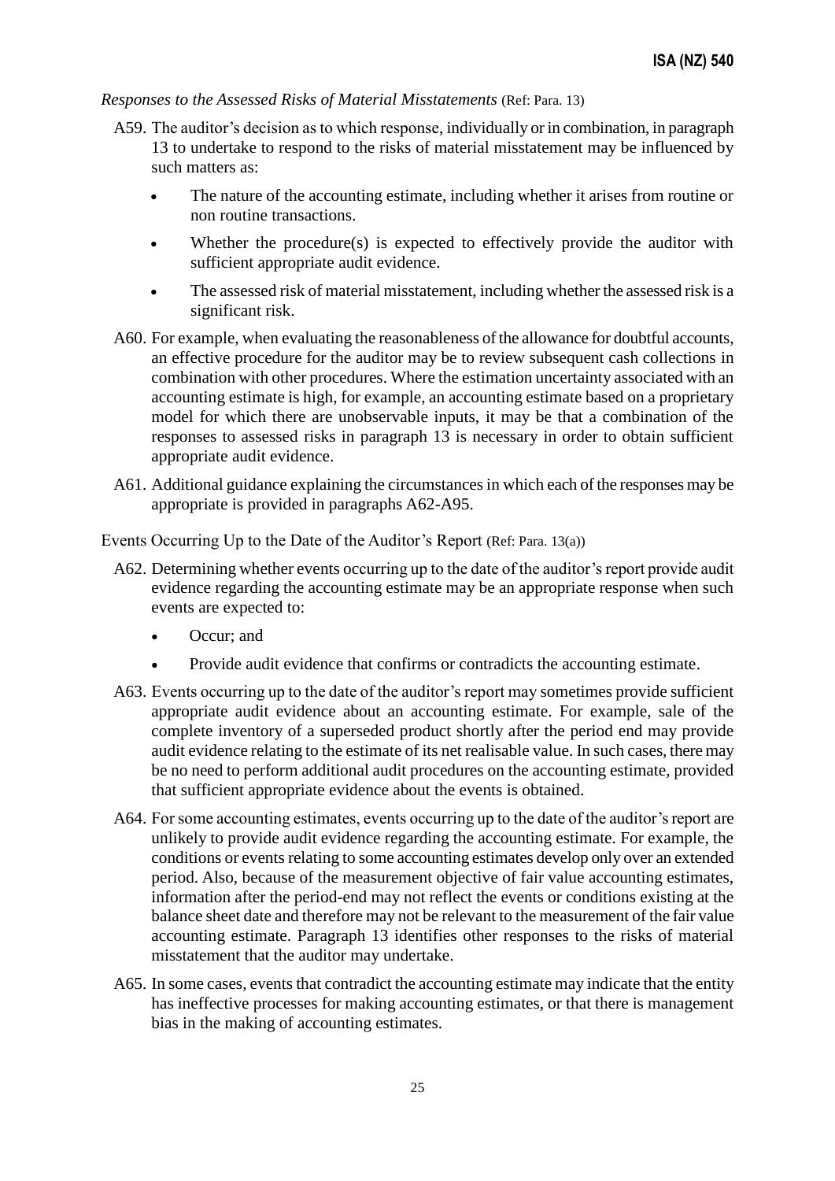*Responses to the Assessed Risks of Material Misstatements* (Ref: Para. 13)

A59. The auditor's decision as to which response, individually or in combination, in paragraph 13 to undertake to respond to the risks of material misstatement may be influenced by such matters as:

- The nature of the accounting estimate, including whether it arises from routine or non routine transactions.
- Whether the procedure(s) is expected to effectively provide the auditor with sufficient appropriate audit evidence.
- The assessed risk of material misstatement, including whether the assessed risk is a significant risk.

A60. For example, when evaluating the reasonableness of the allowance for doubtful accounts, an effective procedure for the auditor may be to review subsequent cash collections in combination with other procedures. Where the estimation uncertainty associated with an accounting estimate is high, for example, an accounting estimate based on a proprietary model for which there are unobservable inputs, it may be that a combination of the responses to assessed risks in paragraph 13 is necessary in order to obtain sufficient appropriate audit evidence.

A61. Additional guidance explaining the circumstances in which each of the responses may be appropriate is provided in paragraphs A62-A95.

Events Occurring Up to the Date of the Auditor's Report (Ref: Para. 13(a))

A62. Determining whether events occurring up to the date of the auditor's report provide audit evidence regarding the accounting estimate may be an appropriate response when such events are expected to:

- Occur; and
- Provide audit evidence that confirms or contradicts the accounting estimate.

A63. Events occurring up to the date of the auditor's report may sometimes provide sufficient appropriate audit evidence about an accounting estimate. For example, sale of the complete inventory of a superseded product shortly after the period end may provide audit evidence relating to the estimate of its net realisable value. In such cases, there may be no need to perform additional audit procedures on the accounting estimate, provided that sufficient appropriate evidence about the events is obtained.

A64. For some accounting estimates, events occurring up to the date of the auditor's report are unlikely to provide audit evidence regarding the accounting estimate. For example, the conditions or events relating to some accounting estimates develop only over an extended period. Also, because of the measurement objective of fair value accounting estimates, information after the period-end may not reflect the events or conditions existing at the balance sheet date and therefore may not be relevant to the measurement of the fair value accounting estimate. Paragraph 13 identifies other responses to the risks of material misstatement that the auditor may undertake.

A65. In some cases, events that contradict the accounting estimate may indicate that the entity has ineffective processes for making accounting estimates, or that there is management bias in the making of accounting estimates.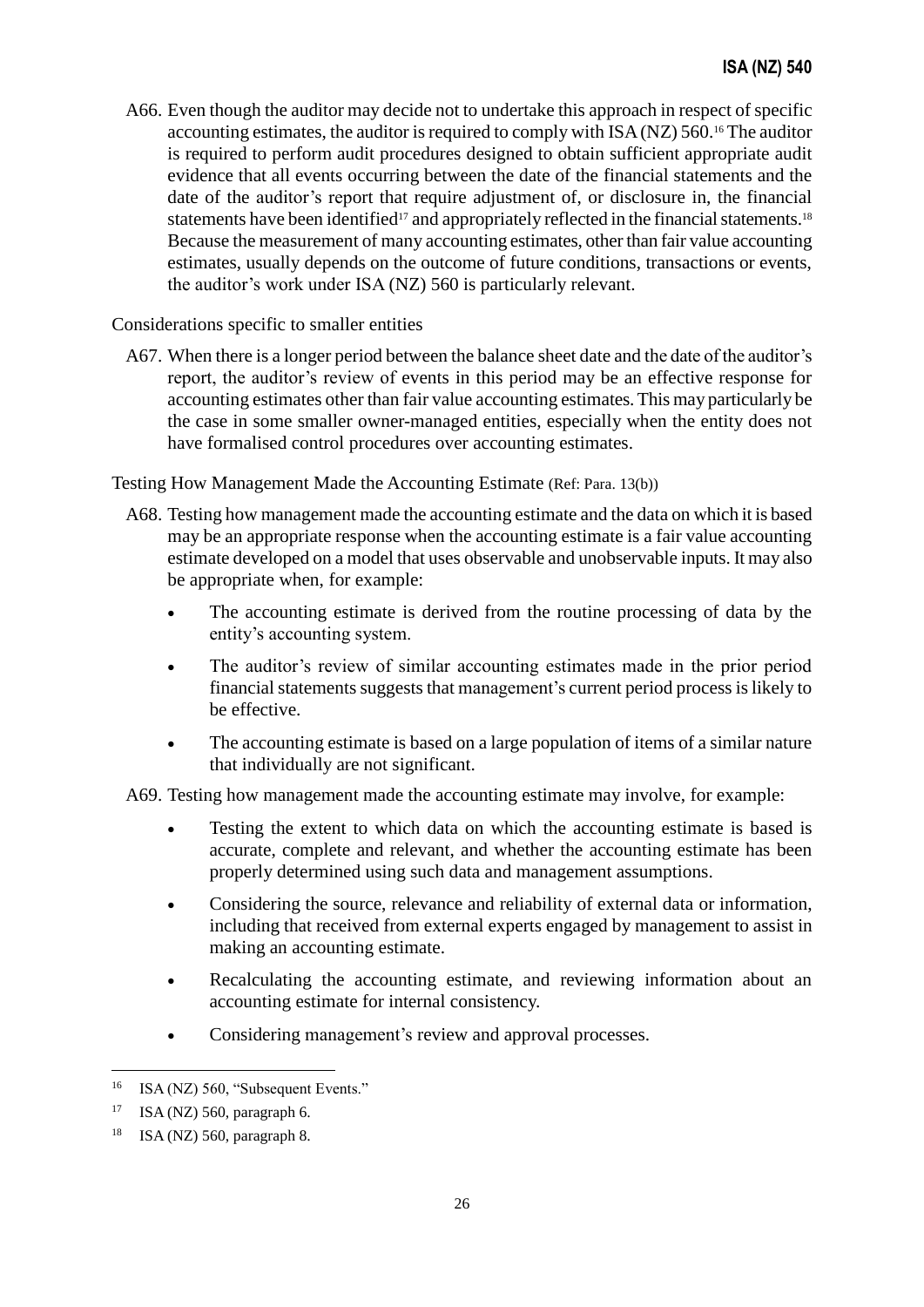A66. Even though the auditor may decide not to undertake this approach in respect of specific accounting estimates, the auditor is required to comply with ISA (NZ) 560.[16] The auditor is required to perform audit procedures designed to obtain sufficient appropriate audit evidence that all events occurring between the date of the financial statements and the date of the auditor's report that require adjustment of, or disclosure in, the financial statements have been identified[17] and appropriately reflected in the financial statements.[18] Because the measurement of many accounting estimates, other than fair value accounting estimates, usually depends on the outcome of future conditions, transactions or events, the auditor's work under ISA (NZ) 560 is particularly relevant.

Considerations specific to smaller entities

A67. When there is a longer period between the balance sheet date and the date of the auditor's report, the auditor's review of events in this period may be an effective response for accounting estimates other than fair value accounting estimates. This may particularly be the case in some smaller owner-managed entities, especially when the entity does not have formalised control procedures over accounting estimates.

Testing How Management Made the Accounting Estimate (Ref: Para. 13(b))

A68. Testing how management made the accounting estimate and the data on which it is based may be an appropriate response when the accounting estimate is a fair value accounting estimate developed on a model that uses observable and unobservable inputs. It may also be appropriate when, for example:

- The accounting estimate is derived from the routine processing of data by the entity's accounting system.
- The auditor's review of similar accounting estimates made in the prior period financial statements suggests that management's current period process is likely to be effective.
- The accounting estimate is based on a large population of items of a similar nature that individually are not significant.

A69. Testing how management made the accounting estimate may involve, for example:

- Testing the extent to which data on which the accounting estimate is based is accurate, complete and relevant, and whether the accounting estimate has been properly determined using such data and management assumptions.
- Considering the source, relevance and reliability of external data or information, including that received from external experts engaged by management to assist in making an accounting estimate.
- Recalculating the accounting estimate, and reviewing information about an accounting estimate for internal consistency.
- Considering management's review and approval processes.

---

[16] ISA (NZ) 560, "Subsequent Events."

[17] ISA (NZ) 560, paragraph 6.

[18] ISA (NZ) 560, paragraph 8.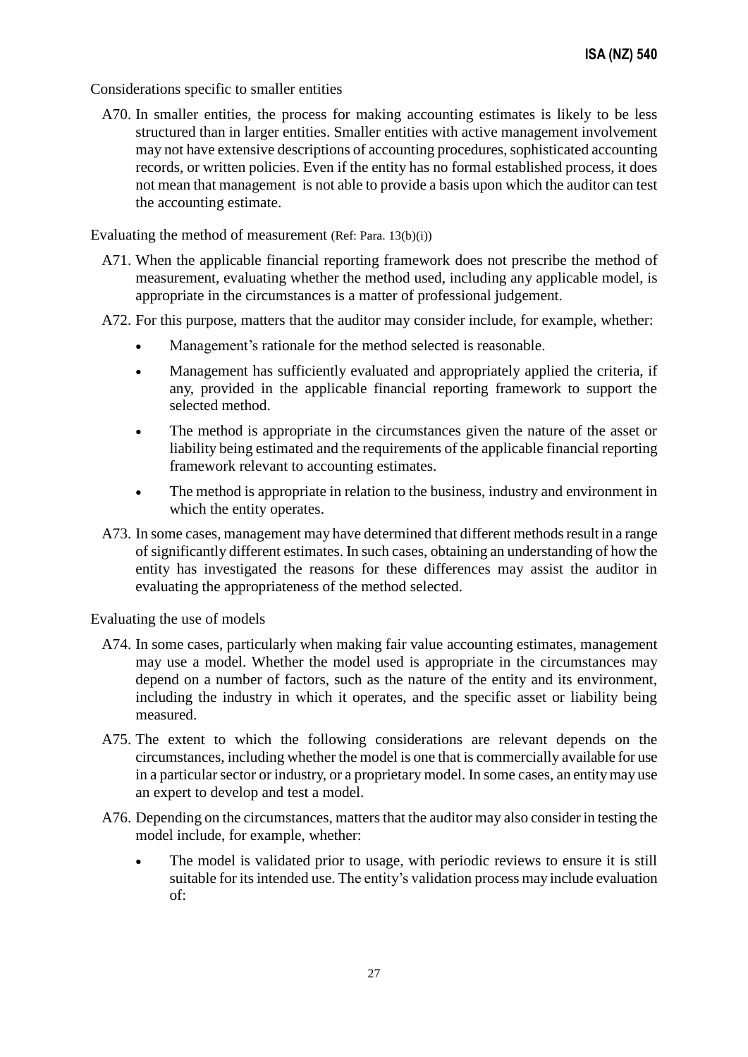Considerations specific to smaller entities

A70. In smaller entities, the process for making accounting estimates is likely to be less structured than in larger entities. Smaller entities with active management involvement may not have extensive descriptions of accounting procedures, sophisticated accounting records, or written policies. Even if the entity has no formal established process, it does not mean that management is not able to provide a basis upon which the auditor can test the accounting estimate.

Evaluating the method of measurement (Ref: Para. 13(b)(i))

A71. When the applicable financial reporting framework does not prescribe the method of measurement, evaluating whether the method used, including any applicable model, is appropriate in the circumstances is a matter of professional judgement.

A72. For this purpose, matters that the auditor may consider include, for example, whether:

- Management's rationale for the method selected is reasonable.
- Management has sufficiently evaluated and appropriately applied the criteria, if any, provided in the applicable financial reporting framework to support the selected method.
- The method is appropriate in the circumstances given the nature of the asset or liability being estimated and the requirements of the applicable financial reporting framework relevant to accounting estimates.
- The method is appropriate in relation to the business, industry and environment in which the entity operates.

A73. In some cases, management may have determined that different methods result in a range of significantly different estimates. In such cases, obtaining an understanding of how the entity has investigated the reasons for these differences may assist the auditor in evaluating the appropriateness of the method selected.

Evaluating the use of models

A74. In some cases, particularly when making fair value accounting estimates, management may use a model. Whether the model used is appropriate in the circumstances may depend on a number of factors, such as the nature of the entity and its environment, including the industry in which it operates, and the specific asset or liability being measured.

A75. The extent to which the following considerations are relevant depends on the circumstances, including whether the model is one that is commercially available for use in a particular sector or industry, or a proprietary model. In some cases, an entity may use an expert to develop and test a model.

A76. Depending on the circumstances, matters that the auditor may also consider in testing the model include, for example, whether:

- The model is validated prior to usage, with periodic reviews to ensure it is still suitable for its intended use. The entity's validation process may include evaluation of: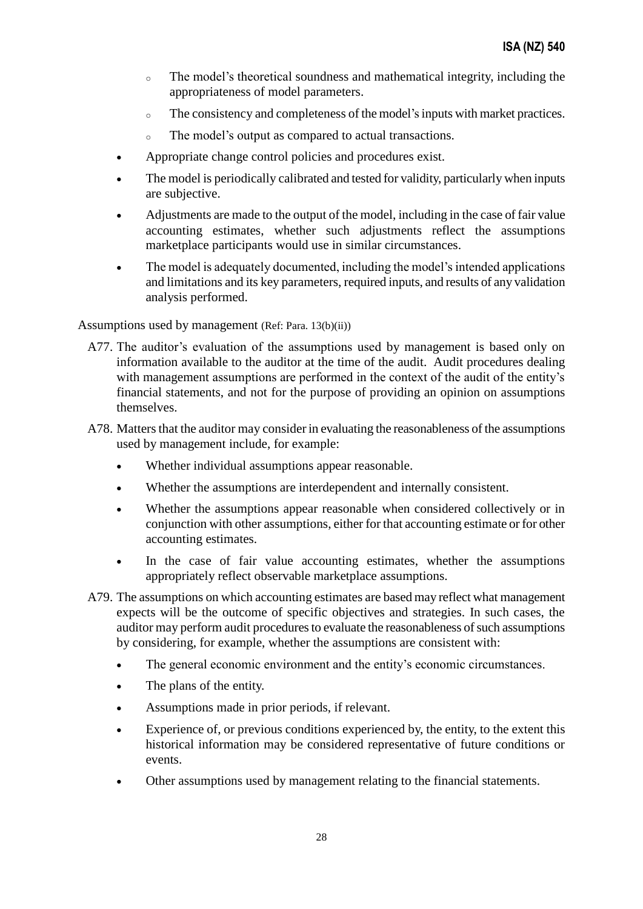- The model's theoretical soundness and mathematical integrity, including the appropriateness of model parameters.
  - The consistency and completeness of the model's inputs with market practices.
  - The model's output as compared to actual transactions.
- Appropriate change control policies and procedures exist.
- The model is periodically calibrated and tested for validity, particularly when inputs are subjective.
- Adjustments are made to the output of the model, including in the case of fair value accounting estimates, whether such adjustments reflect the assumptions marketplace participants would use in similar circumstances.
- The model is adequately documented, including the model's intended applications and limitations and its key parameters, required inputs, and results of any validation analysis performed.

Assumptions used by management (Ref: Para. 13(b)(ii))

A77. The auditor's evaluation of the assumptions used by management is based only on information available to the auditor at the time of the audit. Audit procedures dealing with management assumptions are performed in the context of the audit of the entity's financial statements, and not for the purpose of providing an opinion on assumptions themselves.

A78. Matters that the auditor may consider in evaluating the reasonableness of the assumptions used by management include, for example:

- Whether individual assumptions appear reasonable.
- Whether the assumptions are interdependent and internally consistent.
- Whether the assumptions appear reasonable when considered collectively or in conjunction with other assumptions, either for that accounting estimate or for other accounting estimates.
- In the case of fair value accounting estimates, whether the assumptions appropriately reflect observable marketplace assumptions.

A79. The assumptions on which accounting estimates are based may reflect what management expects will be the outcome of specific objectives and strategies. In such cases, the auditor may perform audit procedures to evaluate the reasonableness of such assumptions by considering, for example, whether the assumptions are consistent with:

- The general economic environment and the entity's economic circumstances.
- The plans of the entity.
- Assumptions made in prior periods, if relevant.
- Experience of, or previous conditions experienced by, the entity, to the extent this historical information may be considered representative of future conditions or events.
- Other assumptions used by management relating to the financial statements.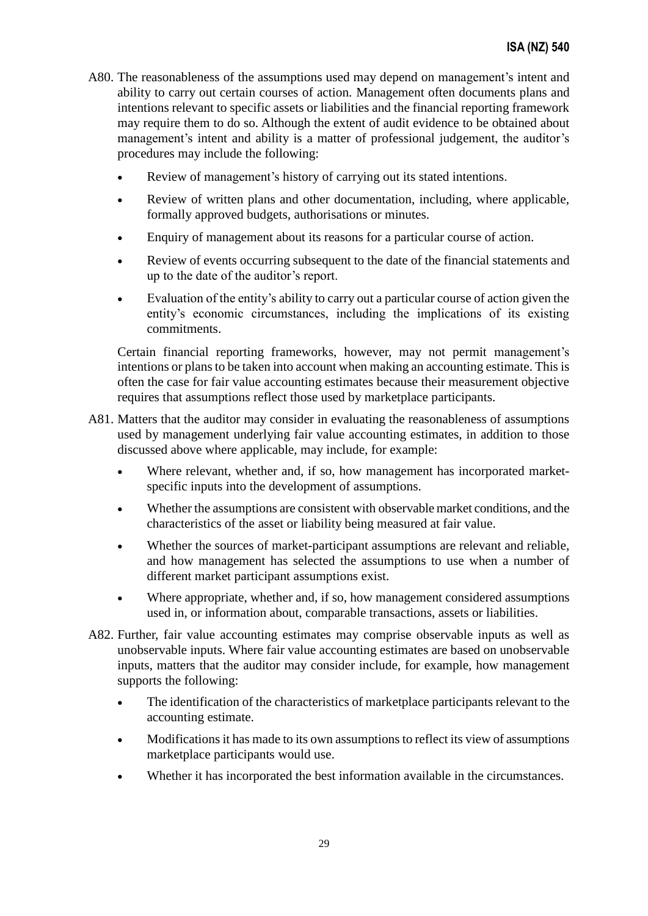A80. The reasonableness of the assumptions used may depend on management's intent and ability to carry out certain courses of action. Management often documents plans and intentions relevant to specific assets or liabilities and the financial reporting framework may require them to do so. Although the extent of audit evidence to be obtained about management's intent and ability is a matter of professional judgement, the auditor's procedures may include the following:

- Review of management's history of carrying out its stated intentions.
- Review of written plans and other documentation, including, where applicable, formally approved budgets, authorisations or minutes.
- Enquiry of management about its reasons for a particular course of action.
- Review of events occurring subsequent to the date of the financial statements and up to the date of the auditor's report.
- Evaluation of the entity's ability to carry out a particular course of action given the entity's economic circumstances, including the implications of its existing commitments.

Certain financial reporting frameworks, however, may not permit management's intentions or plans to be taken into account when making an accounting estimate. This is often the case for fair value accounting estimates because their measurement objective requires that assumptions reflect those used by marketplace participants.

A81. Matters that the auditor may consider in evaluating the reasonableness of assumptions used by management underlying fair value accounting estimates, in addition to those discussed above where applicable, may include, for example:

- Where relevant, whether and, if so, how management has incorporated market-specific inputs into the development of assumptions.
- Whether the assumptions are consistent with observable market conditions, and the characteristics of the asset or liability being measured at fair value.
- Whether the sources of market-participant assumptions are relevant and reliable, and how management has selected the assumptions to use when a number of different market participant assumptions exist.
- Where appropriate, whether and, if so, how management considered assumptions used in, or information about, comparable transactions, assets or liabilities.

A82. Further, fair value accounting estimates may comprise observable inputs as well as unobservable inputs. Where fair value accounting estimates are based on unobservable inputs, matters that the auditor may consider include, for example, how management supports the following:

- The identification of the characteristics of marketplace participants relevant to the accounting estimate.
- Modifications it has made to its own assumptions to reflect its view of assumptions marketplace participants would use.
- Whether it has incorporated the best information available in the circumstances.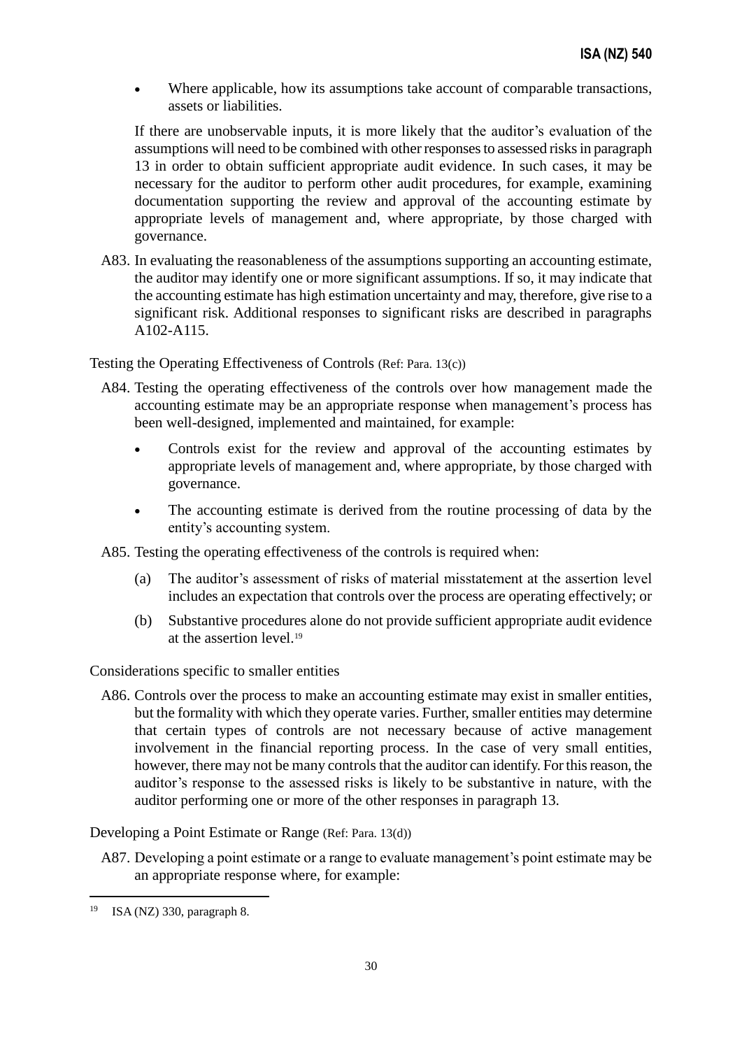- Where applicable, how its assumptions take account of comparable transactions, assets or liabilities.

If there are unobservable inputs, it is more likely that the auditor's evaluation of the assumptions will need to be combined with other responses to assessed risks in paragraph 13 in order to obtain sufficient appropriate audit evidence. In such cases, it may be necessary for the auditor to perform other audit procedures, for example, examining documentation supporting the review and approval of the accounting estimate by appropriate levels of management and, where appropriate, by those charged with governance.

A83. In evaluating the reasonableness of the assumptions supporting an accounting estimate, the auditor may identify one or more significant assumptions. If so, it may indicate that the accounting estimate has high estimation uncertainty and may, therefore, give rise to a significant risk. Additional responses to significant risks are described in paragraphs A102-A115.

Testing the Operating Effectiveness of Controls (Ref: Para. 13(c))

A84. Testing the operating effectiveness of the controls over how management made the accounting estimate may be an appropriate response when management's process has been well-designed, implemented and maintained, for example:

- Controls exist for the review and approval of the accounting estimates by appropriate levels of management and, where appropriate, by those charged with governance.
- The accounting estimate is derived from the routine processing of data by the entity's accounting system.

A85. Testing the operating effectiveness of the controls is required when:

(a) The auditor's assessment of risks of material misstatement at the assertion level includes an expectation that controls over the process are operating effectively; or

(b) Substantive procedures alone do not provide sufficient appropriate audit evidence at the assertion level.[19]

Considerations specific to smaller entities

A86. Controls over the process to make an accounting estimate may exist in smaller entities, but the formality with which they operate varies. Further, smaller entities may determine that certain types of controls are not necessary because of active management involvement in the financial reporting process. In the case of very small entities, however, there may not be many controls that the auditor can identify. For this reason, the auditor's response to the assessed risks is likely to be substantive in nature, with the auditor performing one or more of the other responses in paragraph 13.

Developing a Point Estimate or Range (Ref: Para. 13(d))

A87. Developing a point estimate or a range to evaluate management's point estimate may be an appropriate response where, for example:

[19] ISA (NZ) 330, paragraph 8.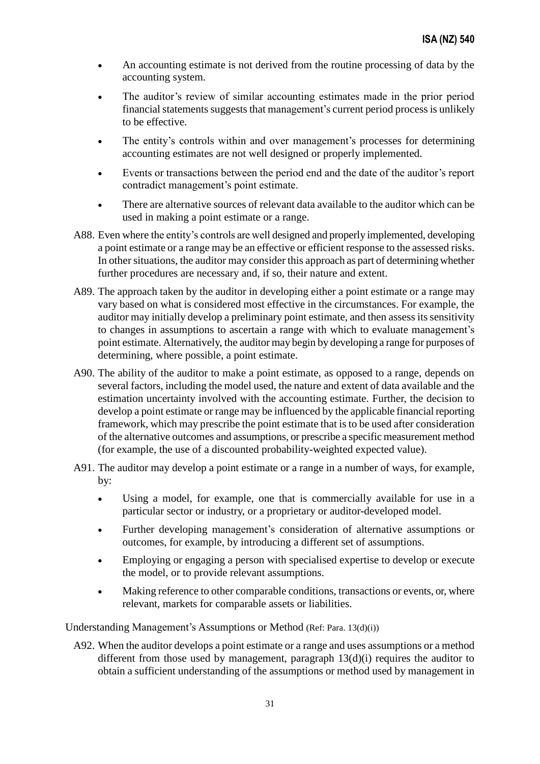- An accounting estimate is not derived from the routine processing of data by the accounting system.
- The auditor's review of similar accounting estimates made in the prior period financial statements suggests that management's current period process is unlikely to be effective.
- The entity's controls within and over management's processes for determining accounting estimates are not well designed or properly implemented.
- Events or transactions between the period end and the date of the auditor's report contradict management's point estimate.
- There are alternative sources of relevant data available to the auditor which can be used in making a point estimate or a range.

A88. Even where the entity's controls are well designed and properly implemented, developing a point estimate or a range may be an effective or efficient response to the assessed risks. In other situations, the auditor may consider this approach as part of determining whether further procedures are necessary and, if so, their nature and extent.

A89. The approach taken by the auditor in developing either a point estimate or a range may vary based on what is considered most effective in the circumstances. For example, the auditor may initially develop a preliminary point estimate, and then assess its sensitivity to changes in assumptions to ascertain a range with which to evaluate management's point estimate. Alternatively, the auditor may begin by developing a range for purposes of determining, where possible, a point estimate.

A90. The ability of the auditor to make a point estimate, as opposed to a range, depends on several factors, including the model used, the nature and extent of data available and the estimation uncertainty involved with the accounting estimate. Further, the decision to develop a point estimate or range may be influenced by the applicable financial reporting framework, which may prescribe the point estimate that is to be used after consideration of the alternative outcomes and assumptions, or prescribe a specific measurement method (for example, the use of a discounted probability-weighted expected value).

A91. The auditor may develop a point estimate or a range in a number of ways, for example, by:

- Using a model, for example, one that is commercially available for use in a particular sector or industry, or a proprietary or auditor-developed model.
- Further developing management's consideration of alternative assumptions or outcomes, for example, by introducing a different set of assumptions.
- Employing or engaging a person with specialised expertise to develop or execute the model, or to provide relevant assumptions.
- Making reference to other comparable conditions, transactions or events, or, where relevant, markets for comparable assets or liabilities.

Understanding Management's Assumptions or Method (Ref: Para. 13(d)(i))

A92. When the auditor develops a point estimate or a range and uses assumptions or a method different from those used by management, paragraph 13(d)(i) requires the auditor to obtain a sufficient understanding of the assumptions or method used by management in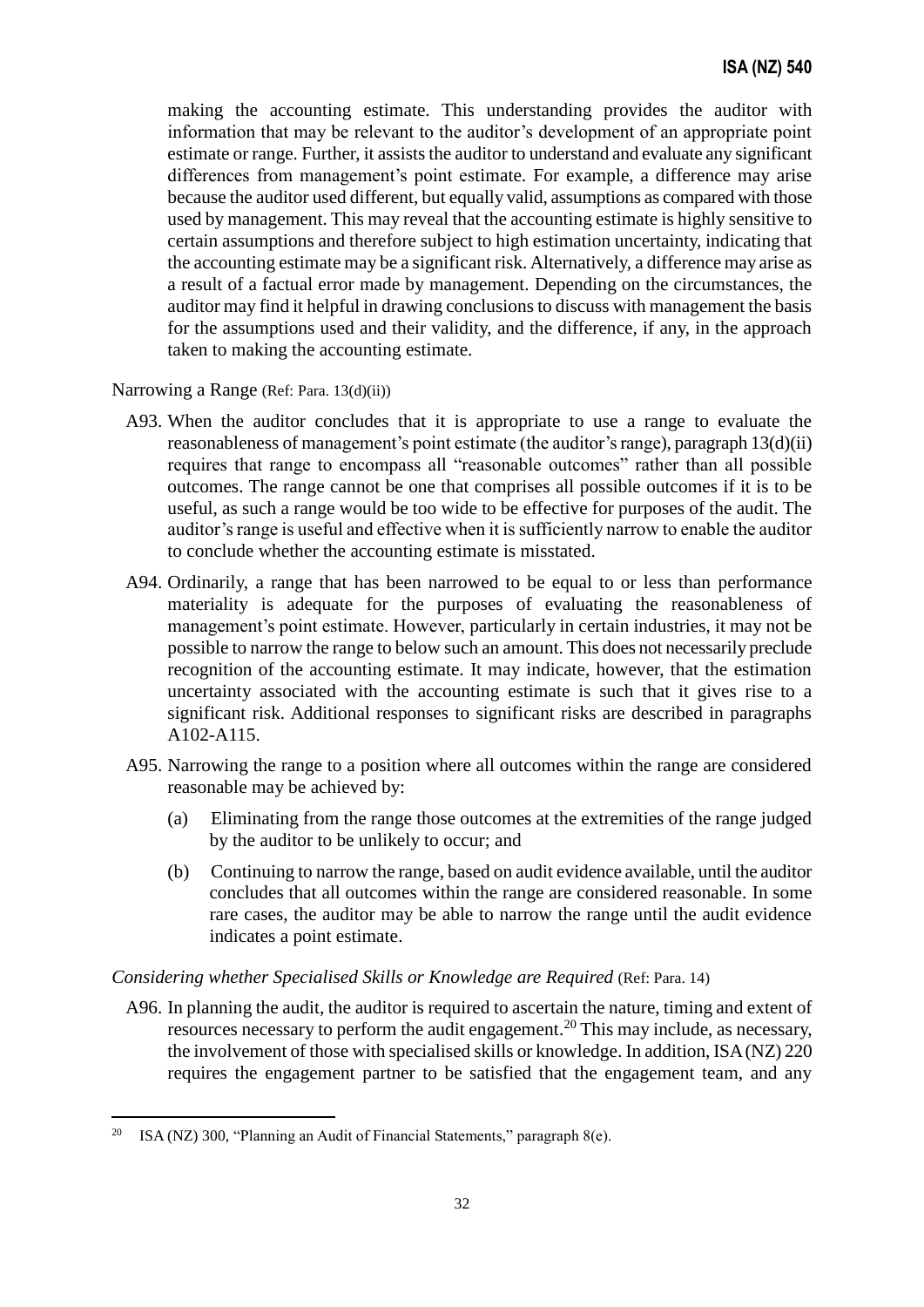making the accounting estimate. This understanding provides the auditor with information that may be relevant to the auditor's development of an appropriate point estimate or range. Further, it assists the auditor to understand and evaluate any significant differences from management's point estimate. For example, a difference may arise because the auditor used different, but equally valid, assumptions as compared with those used by management. This may reveal that the accounting estimate is highly sensitive to certain assumptions and therefore subject to high estimation uncertainty, indicating that the accounting estimate may be a significant risk. Alternatively, a difference may arise as a result of a factual error made by management. Depending on the circumstances, the auditor may find it helpful in drawing conclusions to discuss with management the basis for the assumptions used and their validity, and the difference, if any, in the approach taken to making the accounting estimate.

Narrowing a Range (Ref: Para. 13(d)(ii))

A93. When the auditor concludes that it is appropriate to use a range to evaluate the reasonableness of management's point estimate (the auditor's range), paragraph 13(d)(ii) requires that range to encompass all "reasonable outcomes" rather than all possible outcomes. The range cannot be one that comprises all possible outcomes if it is to be useful, as such a range would be too wide to be effective for purposes of the audit. The auditor's range is useful and effective when it is sufficiently narrow to enable the auditor to conclude whether the accounting estimate is misstated.

A94. Ordinarily, a range that has been narrowed to be equal to or less than performance materiality is adequate for the purposes of evaluating the reasonableness of management's point estimate. However, particularly in certain industries, it may not be possible to narrow the range to below such an amount. This does not necessarily preclude recognition of the accounting estimate. It may indicate, however, that the estimation uncertainty associated with the accounting estimate is such that it gives rise to a significant risk. Additional responses to significant risks are described in paragraphs A102-A115.

A95. Narrowing the range to a position where all outcomes within the range are considered reasonable may be achieved by:

(a) Eliminating from the range those outcomes at the extremities of the range judged by the auditor to be unlikely to occur; and

(b) Continuing to narrow the range, based on audit evidence available, until the auditor concludes that all outcomes within the range are considered reasonable. In some rare cases, the auditor may be able to narrow the range until the audit evidence indicates a point estimate.

*Considering whether Specialised Skills or Knowledge are Required* (Ref: Para. 14)

A96. In planning the audit, the auditor is required to ascertain the nature, timing and extent of resources necessary to perform the audit engagement.[20] This may include, as necessary, the involvement of those with specialised skills or knowledge. In addition, ISA (NZ) 220 requires the engagement partner to be satisfied that the engagement team, and any

[20] ISA (NZ) 300, "Planning an Audit of Financial Statements," paragraph 8(e).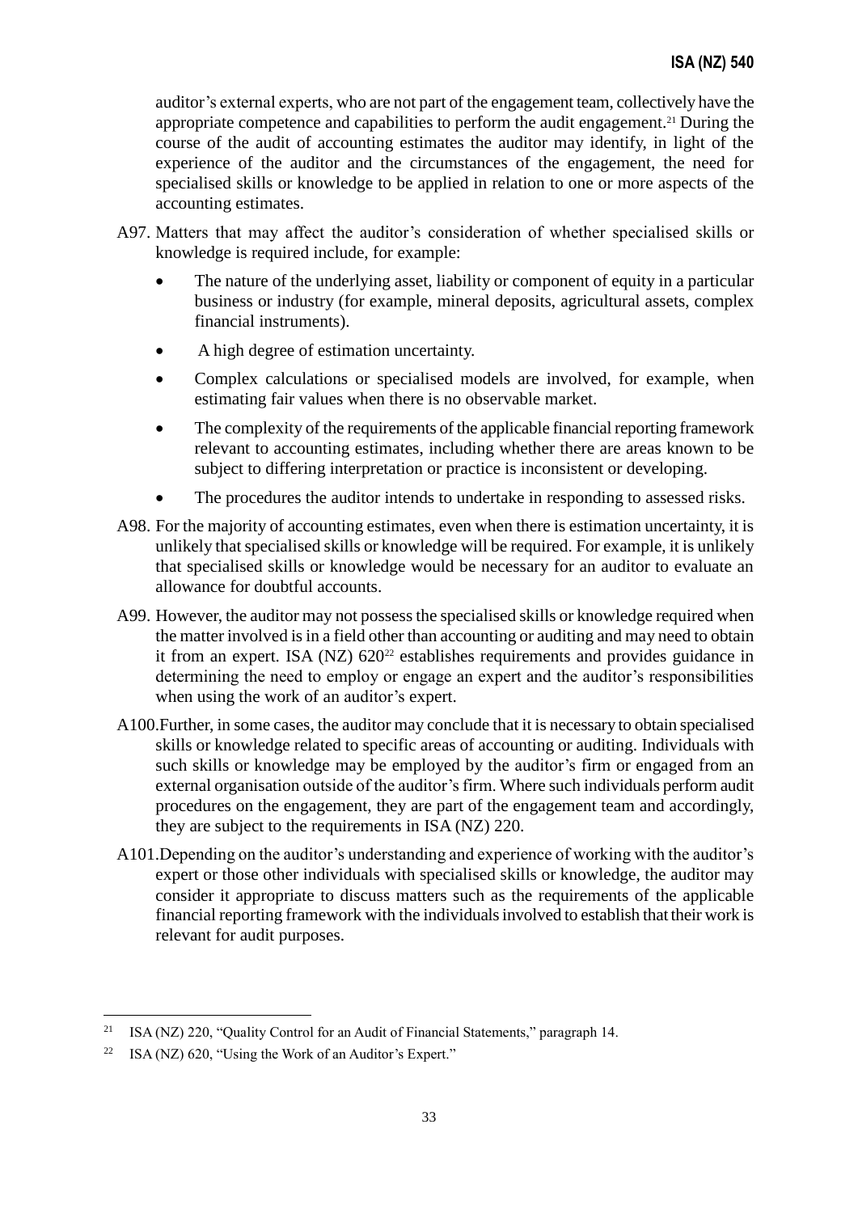auditor's external experts, who are not part of the engagement team, collectively have the appropriate competence and capabilities to perform the audit engagement.[21] During the course of the audit of accounting estimates the auditor may identify, in light of the experience of the auditor and the circumstances of the engagement, the need for specialised skills or knowledge to be applied in relation to one or more aspects of the accounting estimates.

A97. Matters that may affect the auditor's consideration of whether specialised skills or knowledge is required include, for example:

- The nature of the underlying asset, liability or component of equity in a particular business or industry (for example, mineral deposits, agricultural assets, complex financial instruments).
- A high degree of estimation uncertainty.
- Complex calculations or specialised models are involved, for example, when estimating fair values when there is no observable market.
- The complexity of the requirements of the applicable financial reporting framework relevant to accounting estimates, including whether there are areas known to be subject to differing interpretation or practice is inconsistent or developing.
- The procedures the auditor intends to undertake in responding to assessed risks.

A98. For the majority of accounting estimates, even when there is estimation uncertainty, it is unlikely that specialised skills or knowledge will be required. For example, it is unlikely that specialised skills or knowledge would be necessary for an auditor to evaluate an allowance for doubtful accounts.

A99. However, the auditor may not possess the specialised skills or knowledge required when the matter involved is in a field other than accounting or auditing and may need to obtain it from an expert. ISA (NZ) 620[22] establishes requirements and provides guidance in determining the need to employ or engage an expert and the auditor's responsibilities when using the work of an auditor's expert.

A100. Further, in some cases, the auditor may conclude that it is necessary to obtain specialised skills or knowledge related to specific areas of accounting or auditing. Individuals with such skills or knowledge may be employed by the auditor's firm or engaged from an external organisation outside of the auditor's firm. Where such individuals perform audit procedures on the engagement, they are part of the engagement team and accordingly, they are subject to the requirements in ISA (NZ) 220.

A101. Depending on the auditor's understanding and experience of working with the auditor's expert or those other individuals with specialised skills or knowledge, the auditor may consider it appropriate to discuss matters such as the requirements of the applicable financial reporting framework with the individuals involved to establish that their work is relevant for audit purposes.

---

[21] ISA (NZ) 220, "Quality Control for an Audit of Financial Statements," paragraph 14.

[22] ISA (NZ) 620, "Using the Work of an Auditor's Expert."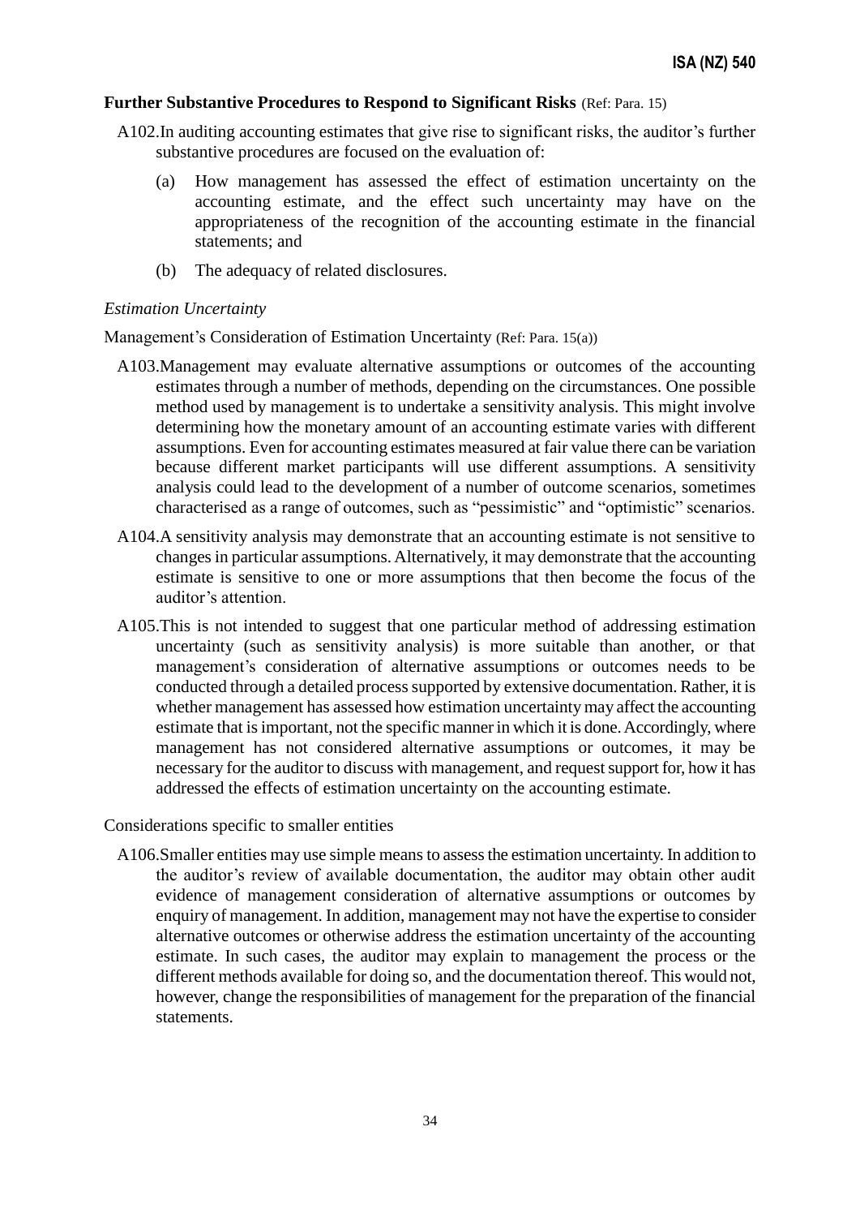**Further Substantive Procedures to Respond to Significant Risks** (Ref: Para. 15)

A102. In auditing accounting estimates that give rise to significant risks, the auditor's further substantive procedures are focused on the evaluation of:

(a) How management has assessed the effect of estimation uncertainty on the accounting estimate, and the effect such uncertainty may have on the appropriateness of the recognition of the accounting estimate in the financial statements; and

(b) The adequacy of related disclosures.

*Estimation Uncertainty*

Management's Consideration of Estimation Uncertainty (Ref: Para. 15(a))

A103. Management may evaluate alternative assumptions or outcomes of the accounting estimates through a number of methods, depending on the circumstances. One possible method used by management is to undertake a sensitivity analysis. This might involve determining how the monetary amount of an accounting estimate varies with different assumptions. Even for accounting estimates measured at fair value there can be variation because different market participants will use different assumptions. A sensitivity analysis could lead to the development of a number of outcome scenarios, sometimes characterised as a range of outcomes, such as "pessimistic" and "optimistic" scenarios.

A104. A sensitivity analysis may demonstrate that an accounting estimate is not sensitive to changes in particular assumptions. Alternatively, it may demonstrate that the accounting estimate is sensitive to one or more assumptions that then become the focus of the auditor's attention.

A105. This is not intended to suggest that one particular method of addressing estimation uncertainty (such as sensitivity analysis) is more suitable than another, or that management's consideration of alternative assumptions or outcomes needs to be conducted through a detailed process supported by extensive documentation. Rather, it is whether management has assessed how estimation uncertainty may affect the accounting estimate that is important, not the specific manner in which it is done. Accordingly, where management has not considered alternative assumptions or outcomes, it may be necessary for the auditor to discuss with management, and request support for, how it has addressed the effects of estimation uncertainty on the accounting estimate.

Considerations specific to smaller entities

A106. Smaller entities may use simple means to assess the estimation uncertainty. In addition to the auditor's review of available documentation, the auditor may obtain other audit evidence of management consideration of alternative assumptions or outcomes by enquiry of management. In addition, management may not have the expertise to consider alternative outcomes or otherwise address the estimation uncertainty of the accounting estimate. In such cases, the auditor may explain to management the process or the different methods available for doing so, and the documentation thereof. This would not, however, change the responsibilities of management for the preparation of the financial statements.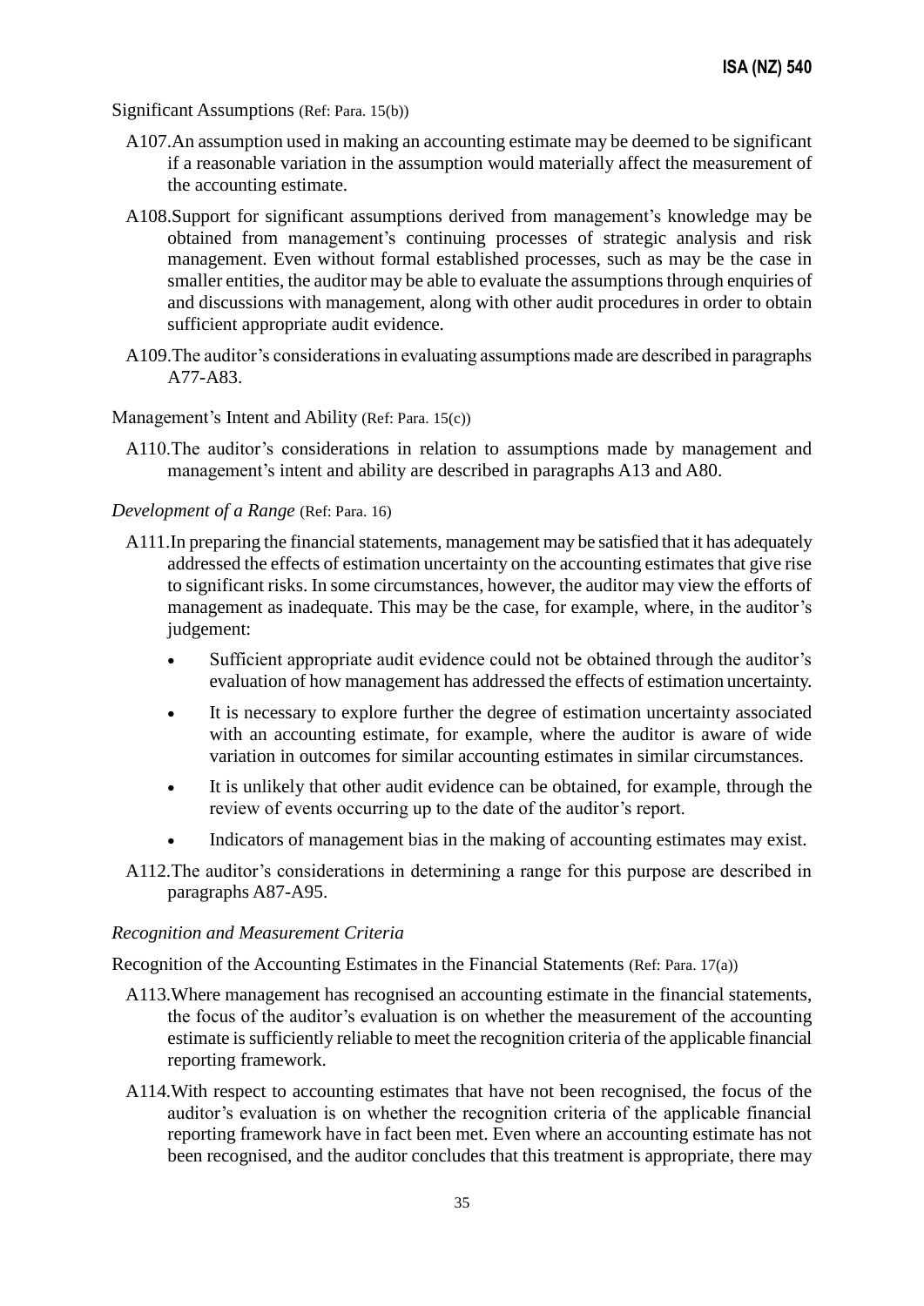Significant Assumptions (Ref: Para. 15(b))

A107. An assumption used in making an accounting estimate may be deemed to be significant if a reasonable variation in the assumption would materially affect the measurement of the accounting estimate.

A108. Support for significant assumptions derived from management's knowledge may be obtained from management's continuing processes of strategic analysis and risk management. Even without formal established processes, such as may be the case in smaller entities, the auditor may be able to evaluate the assumptions through enquiries of and discussions with management, along with other audit procedures in order to obtain sufficient appropriate audit evidence.

A109. The auditor's considerations in evaluating assumptions made are described in paragraphs A77-A83.

Management's Intent and Ability (Ref: Para. 15(c))

A110. The auditor's considerations in relation to assumptions made by management and management's intent and ability are described in paragraphs A13 and A80.

*Development of a Range* (Ref: Para. 16)

A111. In preparing the financial statements, management may be satisfied that it has adequately addressed the effects of estimation uncertainty on the accounting estimates that give rise to significant risks. In some circumstances, however, the auditor may view the efforts of management as inadequate. This may be the case, for example, where, in the auditor's judgement:

- Sufficient appropriate audit evidence could not be obtained through the auditor's evaluation of how management has addressed the effects of estimation uncertainty.
- It is necessary to explore further the degree of estimation uncertainty associated with an accounting estimate, for example, where the auditor is aware of wide variation in outcomes for similar accounting estimates in similar circumstances.
- It is unlikely that other audit evidence can be obtained, for example, through the review of events occurring up to the date of the auditor's report.
- Indicators of management bias in the making of accounting estimates may exist.

A112. The auditor's considerations in determining a range for this purpose are described in paragraphs A87-A95.

*Recognition and Measurement Criteria*

Recognition of the Accounting Estimates in the Financial Statements (Ref: Para. 17(a))

A113. Where management has recognised an accounting estimate in the financial statements, the focus of the auditor's evaluation is on whether the measurement of the accounting estimate is sufficiently reliable to meet the recognition criteria of the applicable financial reporting framework.

A114. With respect to accounting estimates that have not been recognised, the focus of the auditor's evaluation is on whether the recognition criteria of the applicable financial reporting framework have in fact been met. Even where an accounting estimate has not been recognised, and the auditor concludes that this treatment is appropriate, there may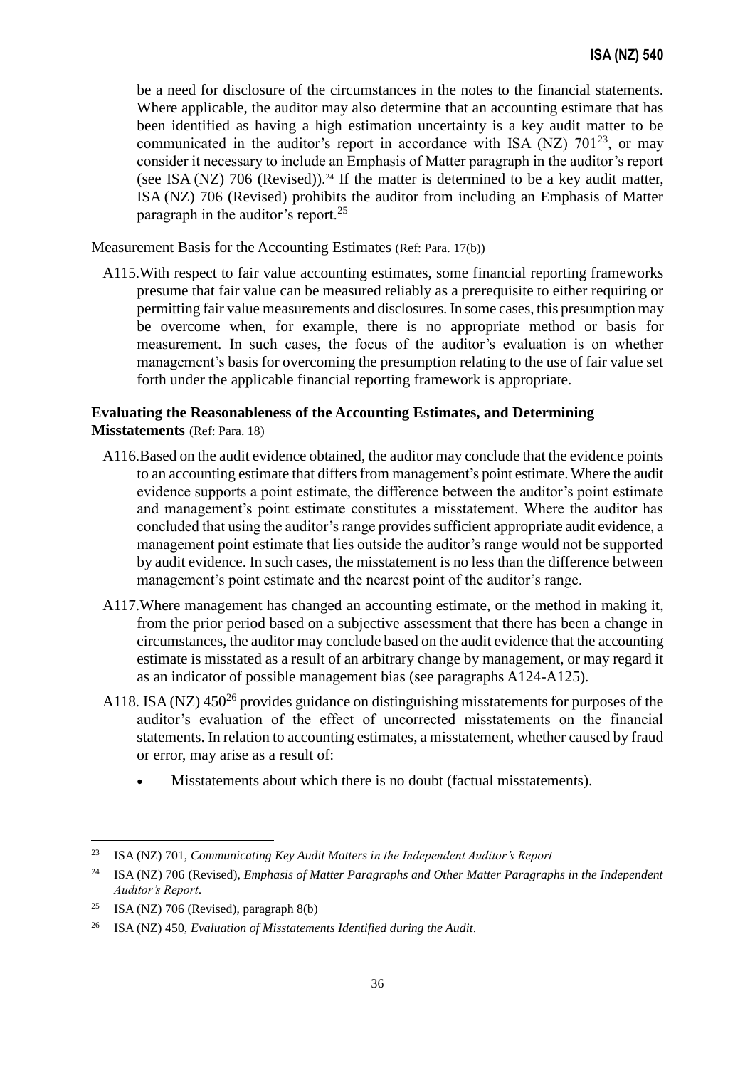be a need for disclosure of the circumstances in the notes to the financial statements. Where applicable, the auditor may also determine that an accounting estimate that has been identified as having a high estimation uncertainty is a key audit matter to be communicated in the auditor's report in accordance with ISA (NZ) 701[23], or may consider it necessary to include an Emphasis of Matter paragraph in the auditor's report (see ISA (NZ) 706 (Revised)).[24] If the matter is determined to be a key audit matter, ISA (NZ) 706 (Revised) prohibits the auditor from including an Emphasis of Matter paragraph in the auditor's report.[25]

Measurement Basis for the Accounting Estimates (Ref: Para. 17(b))

A115. With respect to fair value accounting estimates, some financial reporting frameworks presume that fair value can be measured reliably as a prerequisite to either requiring or permitting fair value measurements and disclosures. In some cases, this presumption may be overcome when, for example, there is no appropriate method or basis for measurement. In such cases, the focus of the auditor's evaluation is on whether management's basis for overcoming the presumption relating to the use of fair value set forth under the applicable financial reporting framework is appropriate.

**Evaluating the Reasonableness of the Accounting Estimates, and Determining Misstatements** (Ref: Para. 18)

A116. Based on the audit evidence obtained, the auditor may conclude that the evidence points to an accounting estimate that differs from management's point estimate. Where the audit evidence supports a point estimate, the difference between the auditor's point estimate and management's point estimate constitutes a misstatement. Where the auditor has concluded that using the auditor's range provides sufficient appropriate audit evidence, a management point estimate that lies outside the auditor's range would not be supported by audit evidence. In such cases, the misstatement is no less than the difference between management's point estimate and the nearest point of the auditor's range.

A117. Where management has changed an accounting estimate, or the method in making it, from the prior period based on a subjective assessment that there has been a change in circumstances, the auditor may conclude based on the audit evidence that the accounting estimate is misstated as a result of an arbitrary change by management, or may regard it as an indicator of possible management bias (see paragraphs A124-A125).

A118. ISA (NZ) 450[26] provides guidance on distinguishing misstatements for purposes of the auditor's evaluation of the effect of uncorrected misstatements on the financial statements. In relation to accounting estimates, a misstatement, whether caused by fraud or error, may arise as a result of:

- Misstatements about which there is no doubt (factual misstatements).

---

[23] ISA (NZ) 701, *Communicating Key Audit Matters in the Independent Auditor's Report*

[24] ISA (NZ) 706 (Revised), *Emphasis of Matter Paragraphs and Other Matter Paragraphs in the Independent Auditor's Report*.

[25] ISA (NZ) 706 (Revised), paragraph 8(b)

[26] ISA (NZ) 450, *Evaluation of Misstatements Identified during the Audit*.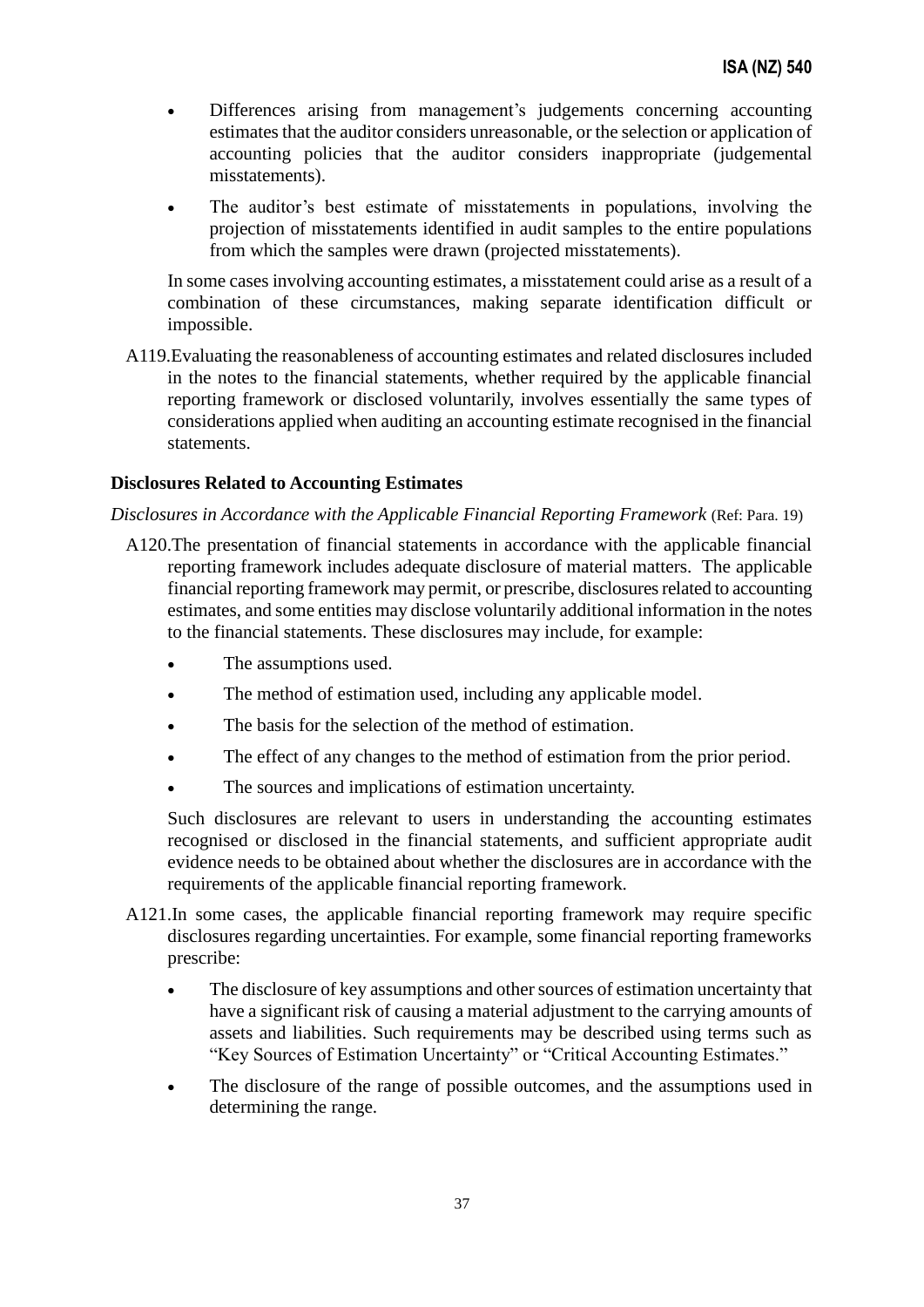- Differences arising from management's judgements concerning accounting estimates that the auditor considers unreasonable, or the selection or application of accounting policies that the auditor considers inappropriate (judgemental misstatements).

- The auditor's best estimate of misstatements in populations, involving the projection of misstatements identified in audit samples to the entire populations from which the samples were drawn (projected misstatements).

In some cases involving accounting estimates, a misstatement could arise as a result of a combination of these circumstances, making separate identification difficult or impossible.

A119. Evaluating the reasonableness of accounting estimates and related disclosures included in the notes to the financial statements, whether required by the applicable financial reporting framework or disclosed voluntarily, involves essentially the same types of considerations applied when auditing an accounting estimate recognised in the financial statements.

### Disclosures Related to Accounting Estimates

*Disclosures in Accordance with the Applicable Financial Reporting Framework* (Ref: Para. 19)

A120. The presentation of financial statements in accordance with the applicable financial reporting framework includes adequate disclosure of material matters. The applicable financial reporting framework may permit, or prescribe, disclosures related to accounting estimates, and some entities may disclose voluntarily additional information in the notes to the financial statements. These disclosures may include, for example:

- The assumptions used.
- The method of estimation used, including any applicable model.
- The basis for the selection of the method of estimation.
- The effect of any changes to the method of estimation from the prior period.
- The sources and implications of estimation uncertainty.

Such disclosures are relevant to users in understanding the accounting estimates recognised or disclosed in the financial statements, and sufficient appropriate audit evidence needs to be obtained about whether the disclosures are in accordance with the requirements of the applicable financial reporting framework.

A121. In some cases, the applicable financial reporting framework may require specific disclosures regarding uncertainties. For example, some financial reporting frameworks prescribe:

- The disclosure of key assumptions and other sources of estimation uncertainty that have a significant risk of causing a material adjustment to the carrying amounts of assets and liabilities. Such requirements may be described using terms such as "Key Sources of Estimation Uncertainty" or "Critical Accounting Estimates."

- The disclosure of the range of possible outcomes, and the assumptions used in determining the range.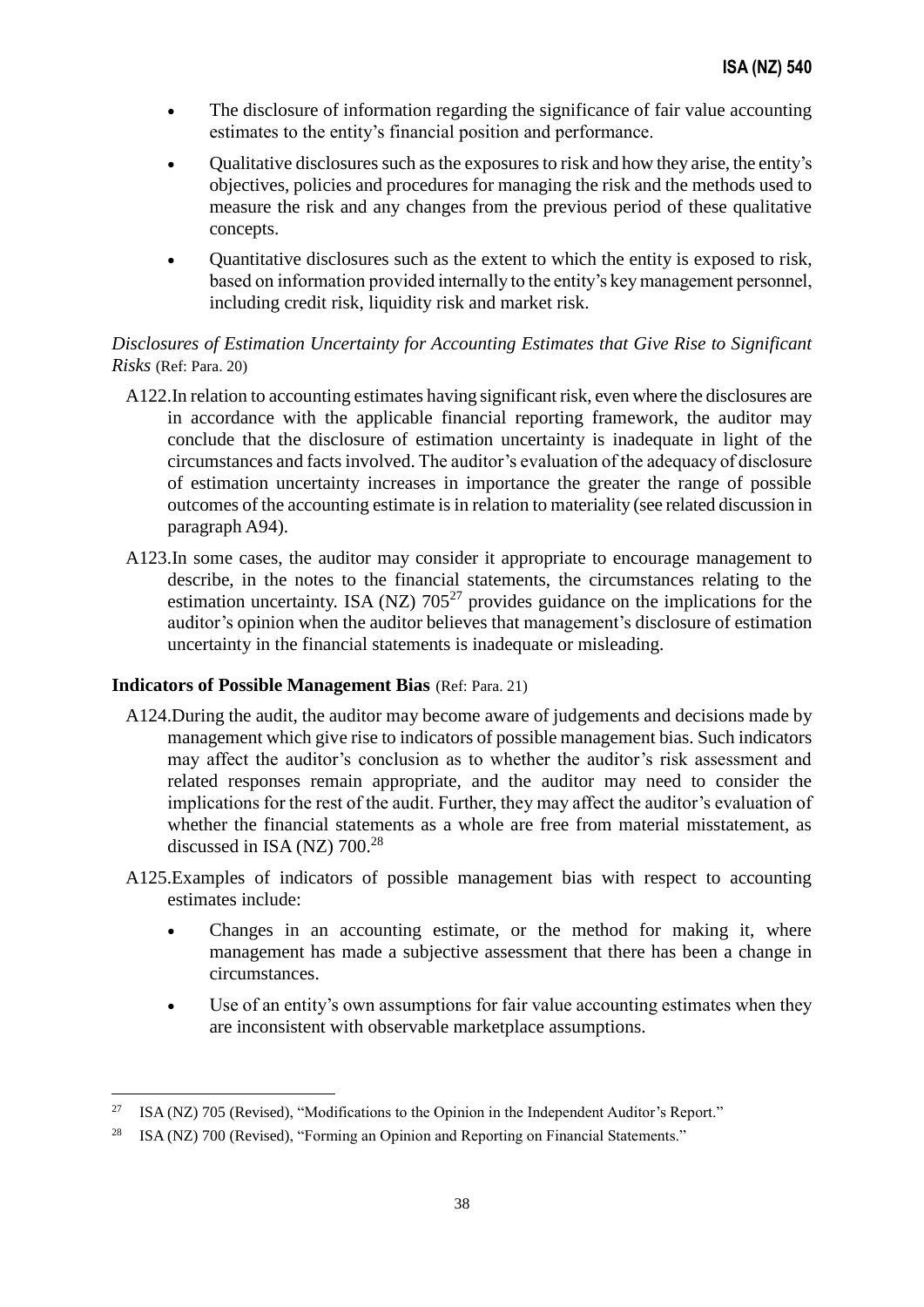- The disclosure of information regarding the significance of fair value accounting estimates to the entity's financial position and performance.
- Qualitative disclosures such as the exposures to risk and how they arise, the entity's objectives, policies and procedures for managing the risk and the methods used to measure the risk and any changes from the previous period of these qualitative concepts.
- Quantitative disclosures such as the extent to which the entity is exposed to risk, based on information provided internally to the entity's key management personnel, including credit risk, liquidity risk and market risk.

*Disclosures of Estimation Uncertainty for Accounting Estimates that Give Rise to Significant Risks* (Ref: Para. 20)

A122. In relation to accounting estimates having significant risk, even where the disclosures are in accordance with the applicable financial reporting framework, the auditor may conclude that the disclosure of estimation uncertainty is inadequate in light of the circumstances and facts involved. The auditor's evaluation of the adequacy of disclosure of estimation uncertainty increases in importance the greater the range of possible outcomes of the accounting estimate is in relation to materiality (see related discussion in paragraph A94).

A123. In some cases, the auditor may consider it appropriate to encourage management to describe, in the notes to the financial statements, the circumstances relating to the estimation uncertainty. ISA (NZ) 705[27] provides guidance on the implications for the auditor's opinion when the auditor believes that management's disclosure of estimation uncertainty in the financial statements is inadequate or misleading.

**Indicators of Possible Management Bias** (Ref: Para. 21)

A124. During the audit, the auditor may become aware of judgements and decisions made by management which give rise to indicators of possible management bias. Such indicators may affect the auditor's conclusion as to whether the auditor's risk assessment and related responses remain appropriate, and the auditor may need to consider the implications for the rest of the audit. Further, they may affect the auditor's evaluation of whether the financial statements as a whole are free from material misstatement, as discussed in ISA (NZ) 700.[28]

A125. Examples of indicators of possible management bias with respect to accounting estimates include:

- Changes in an accounting estimate, or the method for making it, where management has made a subjective assessment that there has been a change in circumstances.
- Use of an entity's own assumptions for fair value accounting estimates when they are inconsistent with observable marketplace assumptions.

---

[27] ISA (NZ) 705 (Revised), "Modifications to the Opinion in the Independent Auditor's Report."

[28] ISA (NZ) 700 (Revised), "Forming an Opinion and Reporting on Financial Statements."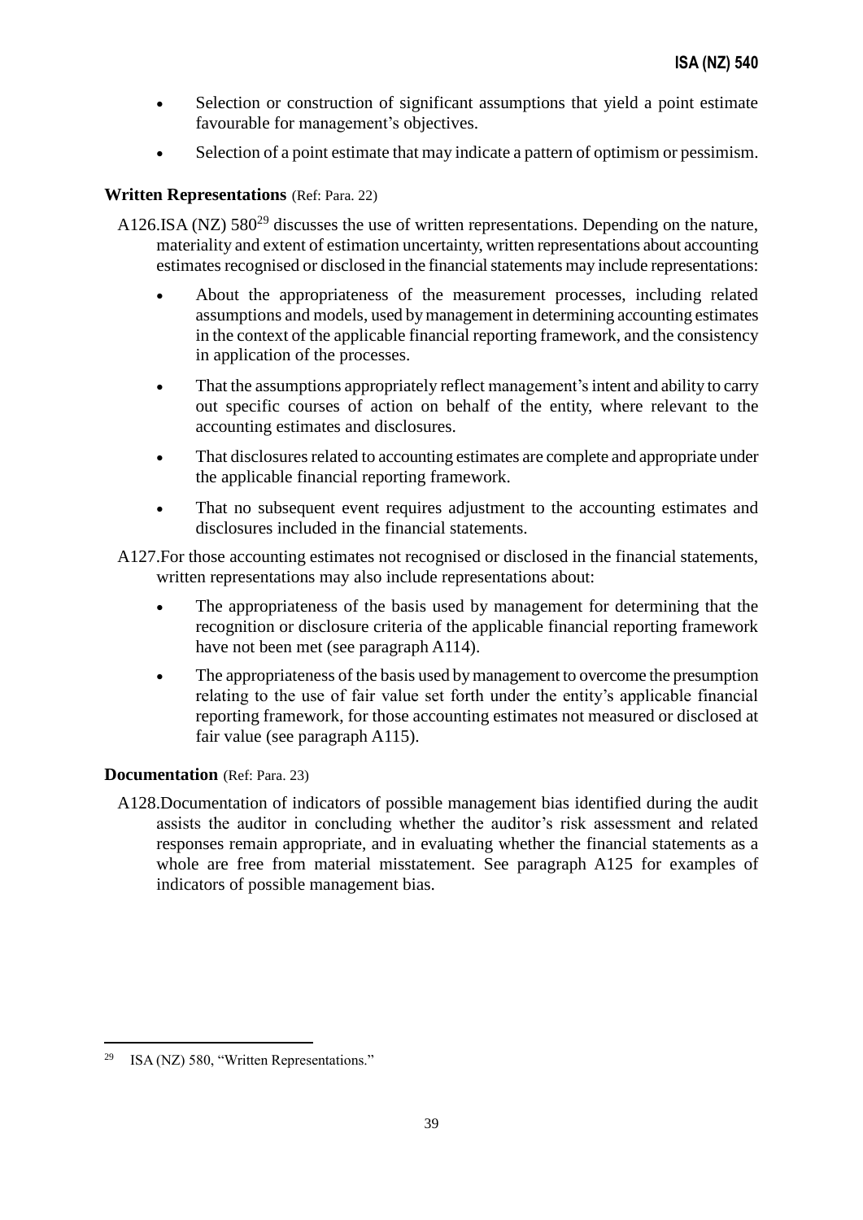- Selection or construction of significant assumptions that yield a point estimate favourable for management's objectives.
- Selection of a point estimate that may indicate a pattern of optimism or pessimism.

### Written Representations (Ref: Para. 22)

A126. ISA (NZ) 580[29] discusses the use of written representations. Depending on the nature, materiality and extent of estimation uncertainty, written representations about accounting estimates recognised or disclosed in the financial statements may include representations:

- About the appropriateness of the measurement processes, including related assumptions and models, used by management in determining accounting estimates in the context of the applicable financial reporting framework, and the consistency in application of the processes.
- That the assumptions appropriately reflect management's intent and ability to carry out specific courses of action on behalf of the entity, where relevant to the accounting estimates and disclosures.
- That disclosures related to accounting estimates are complete and appropriate under the applicable financial reporting framework.
- That no subsequent event requires adjustment to the accounting estimates and disclosures included in the financial statements.

A127. For those accounting estimates not recognised or disclosed in the financial statements, written representations may also include representations about:

- The appropriateness of the basis used by management for determining that the recognition or disclosure criteria of the applicable financial reporting framework have not been met (see paragraph A114).
- The appropriateness of the basis used by management to overcome the presumption relating to the use of fair value set forth under the entity's applicable financial reporting framework, for those accounting estimates not measured or disclosed at fair value (see paragraph A115).

### Documentation (Ref: Para. 23)

A128. Documentation of indicators of possible management bias identified during the audit assists the auditor in concluding whether the auditor's risk assessment and related responses remain appropriate, and in evaluating whether the financial statements as a whole are free from material misstatement. See paragraph A125 for examples of indicators of possible management bias.

---

[29] ISA (NZ) 580, "Written Representations."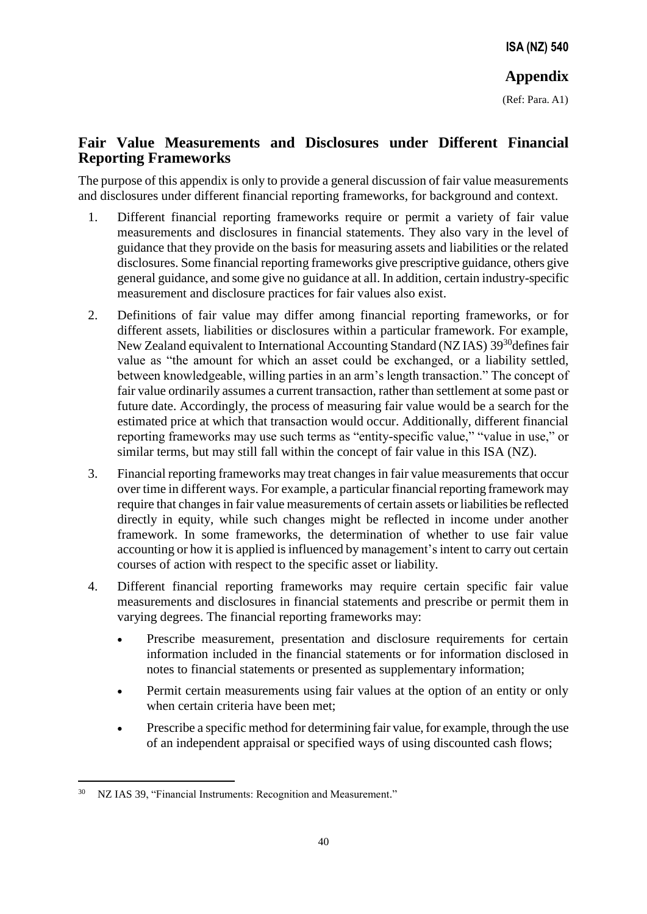## Appendix

(Ref: Para. A1)

## Fair Value Measurements and Disclosures under Different Financial Reporting Frameworks

The purpose of this appendix is only to provide a general discussion of fair value measurements and disclosures under different financial reporting frameworks, for background and context.

1. Different financial reporting frameworks require or permit a variety of fair value measurements and disclosures in financial statements. They also vary in the level of guidance that they provide on the basis for measuring assets and liabilities or the related disclosures. Some financial reporting frameworks give prescriptive guidance, others give general guidance, and some give no guidance at all. In addition, certain industry-specific measurement and disclosure practices for fair values also exist.

2. Definitions of fair value may differ among financial reporting frameworks, or for different assets, liabilities or disclosures within a particular framework. For example, New Zealand equivalent to International Accounting Standard (NZ IAS) 39[30] defines fair value as "the amount for which an asset could be exchanged, or a liability settled, between knowledgeable, willing parties in an arm's length transaction." The concept of fair value ordinarily assumes a current transaction, rather than settlement at some past or future date. Accordingly, the process of measuring fair value would be a search for the estimated price at which that transaction would occur. Additionally, different financial reporting frameworks may use such terms as "entity-specific value," "value in use," or similar terms, but may still fall within the concept of fair value in this ISA (NZ).

3. Financial reporting frameworks may treat changes in fair value measurements that occur over time in different ways. For example, a particular financial reporting framework may require that changes in fair value measurements of certain assets or liabilities be reflected directly in equity, while such changes might be reflected in income under another framework. In some frameworks, the determination of whether to use fair value accounting or how it is applied is influenced by management's intent to carry out certain courses of action with respect to the specific asset or liability.

4. Different financial reporting frameworks may require certain specific fair value measurements and disclosures in financial statements and prescribe or permit them in varying degrees. The financial reporting frameworks may:

   - Prescribe measurement, presentation and disclosure requirements for certain information included in the financial statements or for information disclosed in notes to financial statements or presented as supplementary information;
   - Permit certain measurements using fair values at the option of an entity or only when certain criteria have been met;
   - Prescribe a specific method for determining fair value, for example, through the use of an independent appraisal or specified ways of using discounted cash flows;

[30] NZ IAS 39, "Financial Instruments: Recognition and Measurement."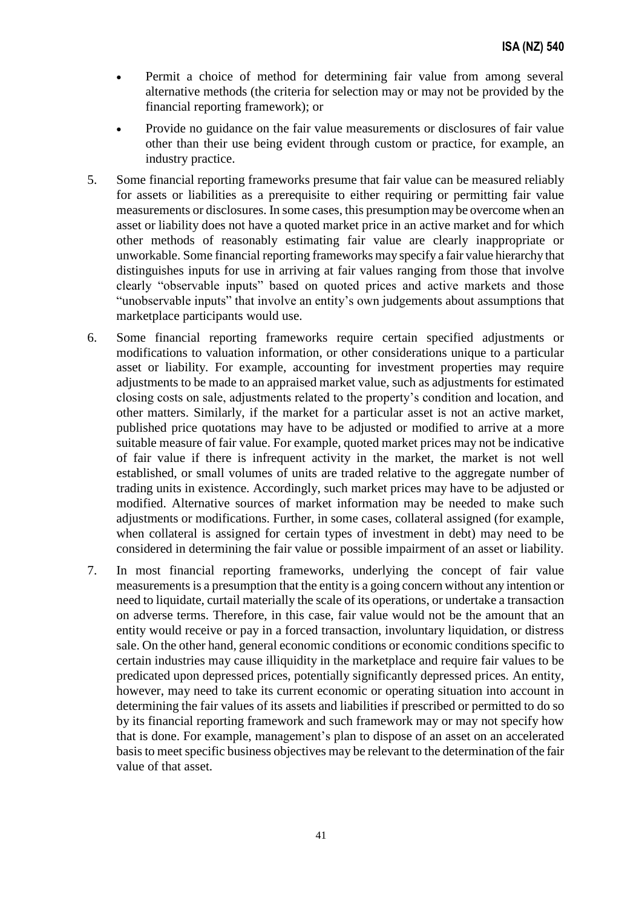- Permit a choice of method for determining fair value from among several alternative methods (the criteria for selection may or may not be provided by the financial reporting framework); or
- Provide no guidance on the fair value measurements or disclosures of fair value other than their use being evident through custom or practice, for example, an industry practice.

5. Some financial reporting frameworks presume that fair value can be measured reliably for assets or liabilities as a prerequisite to either requiring or permitting fair value measurements or disclosures. In some cases, this presumption may be overcome when an asset or liability does not have a quoted market price in an active market and for which other methods of reasonably estimating fair value are clearly inappropriate or unworkable. Some financial reporting frameworks may specify a fair value hierarchy that distinguishes inputs for use in arriving at fair values ranging from those that involve clearly "observable inputs" based on quoted prices and active markets and those "unobservable inputs" that involve an entity's own judgements about assumptions that marketplace participants would use.

6. Some financial reporting frameworks require certain specified adjustments or modifications to valuation information, or other considerations unique to a particular asset or liability. For example, accounting for investment properties may require adjustments to be made to an appraised market value, such as adjustments for estimated closing costs on sale, adjustments related to the property's condition and location, and other matters. Similarly, if the market for a particular asset is not an active market, published price quotations may have to be adjusted or modified to arrive at a more suitable measure of fair value. For example, quoted market prices may not be indicative of fair value if there is infrequent activity in the market, the market is not well established, or small volumes of units are traded relative to the aggregate number of trading units in existence. Accordingly, such market prices may have to be adjusted or modified. Alternative sources of market information may be needed to make such adjustments or modifications. Further, in some cases, collateral assigned (for example, when collateral is assigned for certain types of investment in debt) may need to be considered in determining the fair value or possible impairment of an asset or liability.

7. In most financial reporting frameworks, underlying the concept of fair value measurements is a presumption that the entity is a going concern without any intention or need to liquidate, curtail materially the scale of its operations, or undertake a transaction on adverse terms. Therefore, in this case, fair value would not be the amount that an entity would receive or pay in a forced transaction, involuntary liquidation, or distress sale. On the other hand, general economic conditions or economic conditions specific to certain industries may cause illiquidity in the marketplace and require fair values to be predicated upon depressed prices, potentially significantly depressed prices. An entity, however, may need to take its current economic or operating situation into account in determining the fair values of its assets and liabilities if prescribed or permitted to do so by its financial reporting framework and such framework may or may not specify how that is done. For example, management's plan to dispose of an asset on an accelerated basis to meet specific business objectives may be relevant to the determination of the fair value of that asset.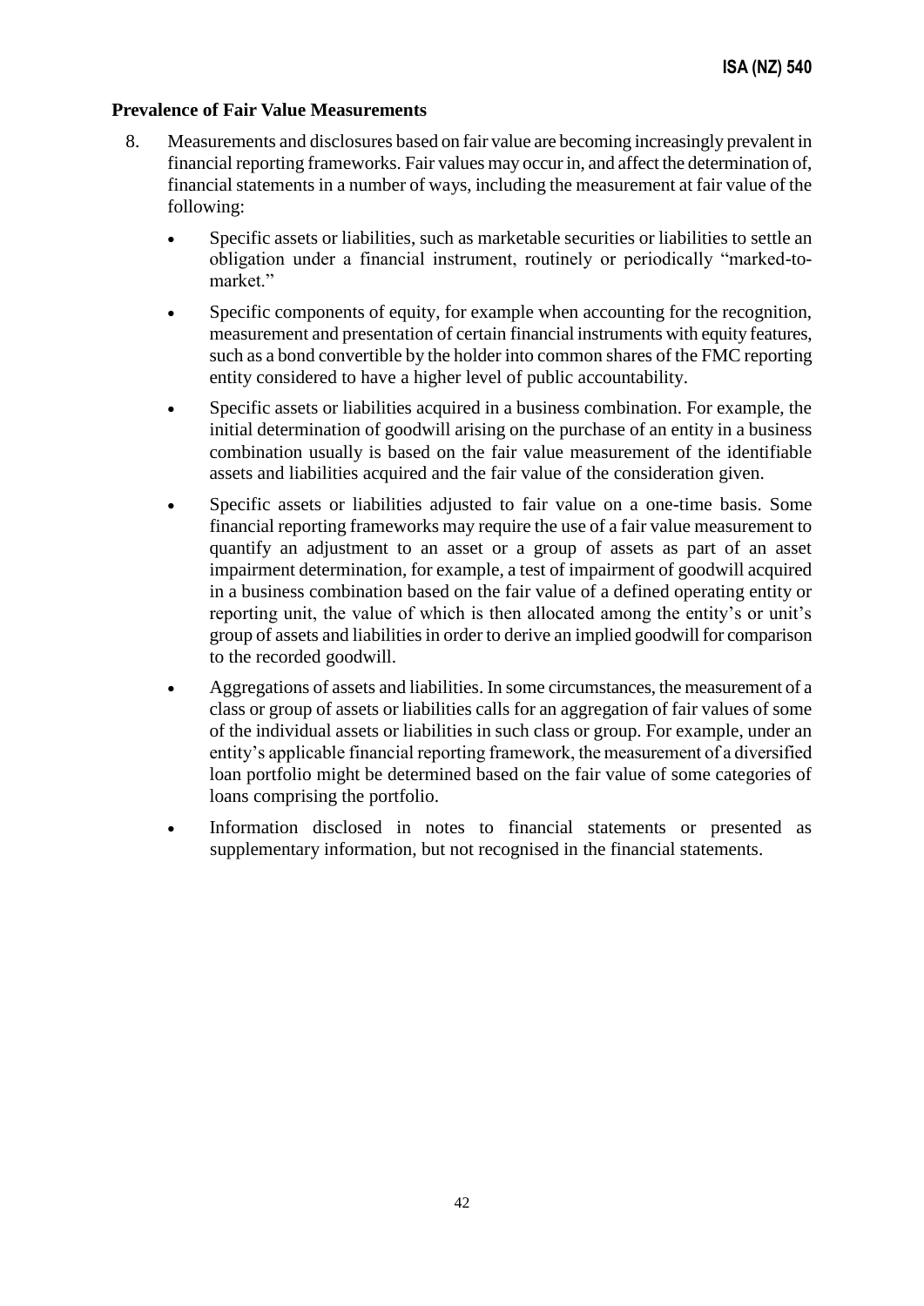## Prevalence of Fair Value Measurements

8. Measurements and disclosures based on fair value are becoming increasingly prevalent in financial reporting frameworks. Fair values may occur in, and affect the determination of, financial statements in a number of ways, including the measurement at fair value of the following:

   - Specific assets or liabilities, such as marketable securities or liabilities to settle an obligation under a financial instrument, routinely or periodically "marked-to-market."
   - Specific components of equity, for example when accounting for the recognition, measurement and presentation of certain financial instruments with equity features, such as a bond convertible by the holder into common shares of the FMC reporting entity considered to have a higher level of public accountability.
   - Specific assets or liabilities acquired in a business combination. For example, the initial determination of goodwill arising on the purchase of an entity in a business combination usually is based on the fair value measurement of the identifiable assets and liabilities acquired and the fair value of the consideration given.
   - Specific assets or liabilities adjusted to fair value on a one-time basis. Some financial reporting frameworks may require the use of a fair value measurement to quantify an adjustment to an asset or a group of assets as part of an asset impairment determination, for example, a test of impairment of goodwill acquired in a business combination based on the fair value of a defined operating entity or reporting unit, the value of which is then allocated among the entity's or unit's group of assets and liabilities in order to derive an implied goodwill for comparison to the recorded goodwill.
   - Aggregations of assets and liabilities. In some circumstances, the measurement of a class or group of assets or liabilities calls for an aggregation of fair values of some of the individual assets or liabilities in such class or group. For example, under an entity's applicable financial reporting framework, the measurement of a diversified loan portfolio might be determined based on the fair value of some categories of loans comprising the portfolio.
   - Information disclosed in notes to financial statements or presented as supplementary information, but not recognised in the financial statements.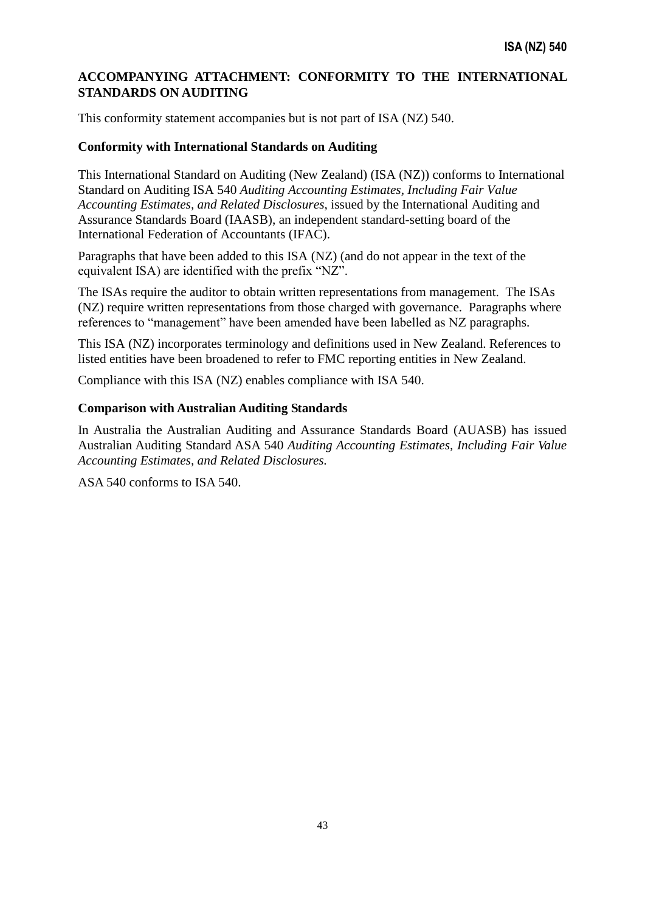## ACCOMPANYING ATTACHMENT: CONFORMITY TO THE INTERNATIONAL STANDARDS ON AUDITING

This conformity statement accompanies but is not part of ISA (NZ) 540.

### Conformity with International Standards on Auditing

This International Standard on Auditing (New Zealand) (ISA (NZ)) conforms to International Standard on Auditing ISA 540 *Auditing Accounting Estimates, Including Fair Value Accounting Estimates, and Related Disclosures*, issued by the International Auditing and Assurance Standards Board (IAASB), an independent standard-setting board of the International Federation of Accountants (IFAC).

Paragraphs that have been added to this ISA (NZ) (and do not appear in the text of the equivalent ISA) are identified with the prefix "NZ".

The ISAs require the auditor to obtain written representations from management. The ISAs (NZ) require written representations from those charged with governance. Paragraphs where references to "management" have been amended have been labelled as NZ paragraphs.

This ISA (NZ) incorporates terminology and definitions used in New Zealand. References to listed entities have been broadened to refer to FMC reporting entities in New Zealand.

Compliance with this ISA (NZ) enables compliance with ISA 540.

### Comparison with Australian Auditing Standards

In Australia the Australian Auditing and Assurance Standards Board (AUASB) has issued Australian Auditing Standard ASA 540 *Auditing Accounting Estimates, Including Fair Value Accounting Estimates, and Related Disclosures.*

ASA 540 conforms to ISA 540.